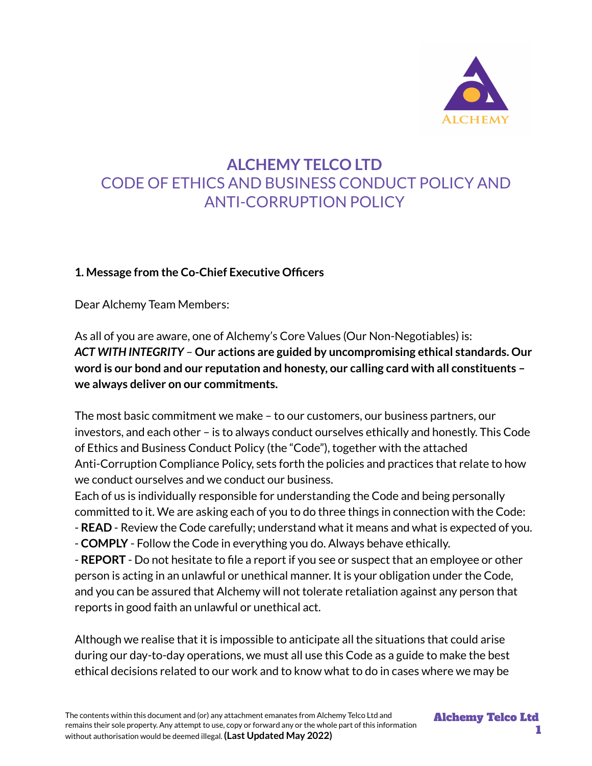# ALCHEMY TELCO LTD

## CODE OF ETHICS AND BUSINESS CONDUCT POLICY AND ANTI-CORRUPTION POLICY

**1. Message from the Co-Chief Executive Officers**

Dear Alchemy Team Members:

As all of you are aware, one of Alchemy's Core Values (Our Non-Negotiables) is:
***ACT WITH INTEGRITY*** – **Our actions are guided by uncompromising ethical standards. Our word is our bond and our reputation and honesty, our calling card with all constituents – we always deliver on our commitments.**

The most basic commitment we make – to our customers, our business partners, our investors, and each other – is to always conduct ourselves ethically and honestly. This Code of Ethics and Business Conduct Policy (the "Code"), together with the attached Anti-Corruption Compliance Policy, sets forth the policies and practices that relate to how we conduct ourselves and we conduct our business.

Each of us is individually responsible for understanding the Code and being personally committed to it. We are asking each of you to do three things in connection with the Code:

- **READ** - Review the Code carefully; understand what it means and what is expected of you.
- **COMPLY** - Follow the Code in everything you do. Always behave ethically.
- **REPORT** - Do not hesitate to file a report if you see or suspect that an employee or other person is acting in an unlawful or unethical manner. It is your obligation under the Code, and you can be assured that Alchemy will not tolerate retaliation against any person that reports in good faith an unlawful or unethical act.

Although we realise that it is impossible to anticipate all the situations that could arise during our day-to-day operations, we must all use this Code as a guide to make the best ethical decisions related to our work and to know what to do in cases where we may be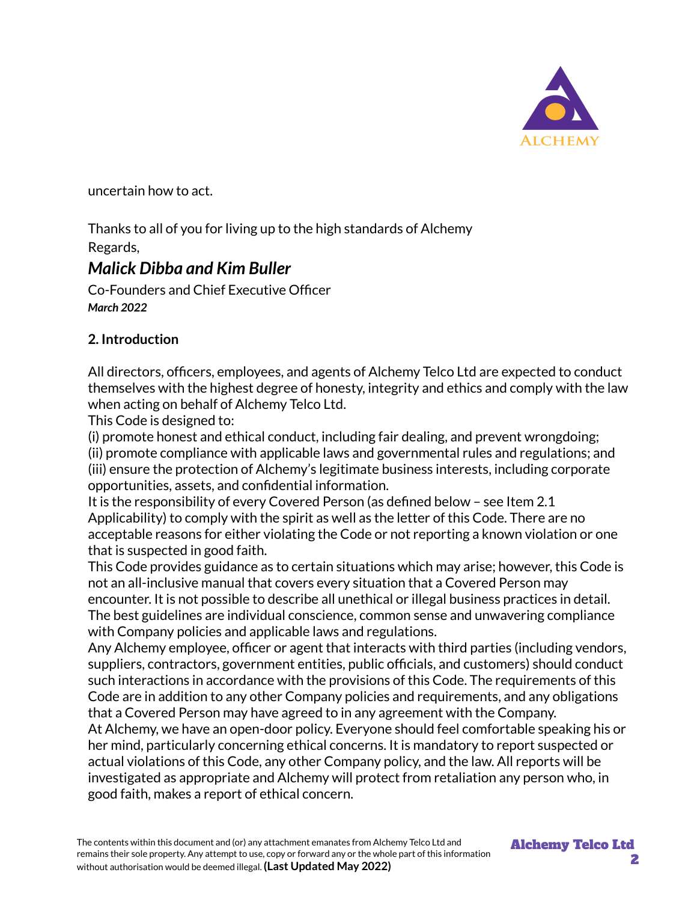uncertain how to act.

Thanks to all of you for living up to the high standards of Alchemy
Regards,

***Malick Dibba and Kim Buller***

Co-Founders and Chief Executive Officer
***March 2022***

**2. Introduction**

All directors, officers, employees, and agents of Alchemy Telco Ltd are expected to conduct themselves with the highest degree of honesty, integrity and ethics and comply with the law when acting on behalf of Alchemy Telco Ltd.
This Code is designed to:
(i) promote honest and ethical conduct, including fair dealing, and prevent wrongdoing;
(ii) promote compliance with applicable laws and governmental rules and regulations; and
(iii) ensure the protection of Alchemy's legitimate business interests, including corporate opportunities, assets, and confidential information.
It is the responsibility of every Covered Person (as defined below – see Item 2.1 Applicability) to comply with the spirit as well as the letter of this Code. There are no acceptable reasons for either violating the Code or not reporting a known violation or one that is suspected in good faith.
This Code provides guidance as to certain situations which may arise; however, this Code is not an all-inclusive manual that covers every situation that a Covered Person may encounter. It is not possible to describe all unethical or illegal business practices in detail. The best guidelines are individual conscience, common sense and unwavering compliance with Company policies and applicable laws and regulations.
Any Alchemy employee, officer or agent that interacts with third parties (including vendors, suppliers, contractors, government entities, public officials, and customers) should conduct such interactions in accordance with the provisions of this Code. The requirements of this Code are in addition to any other Company policies and requirements, and any obligations that a Covered Person may have agreed to in any agreement with the Company.
At Alchemy, we have an open-door policy. Everyone should feel comfortable speaking his or her mind, particularly concerning ethical concerns. It is mandatory to report suspected or actual violations of this Code, any other Company policy, and the law. All reports will be investigated as appropriate and Alchemy will protect from retaliation any person who, in good faith, makes a report of ethical concern.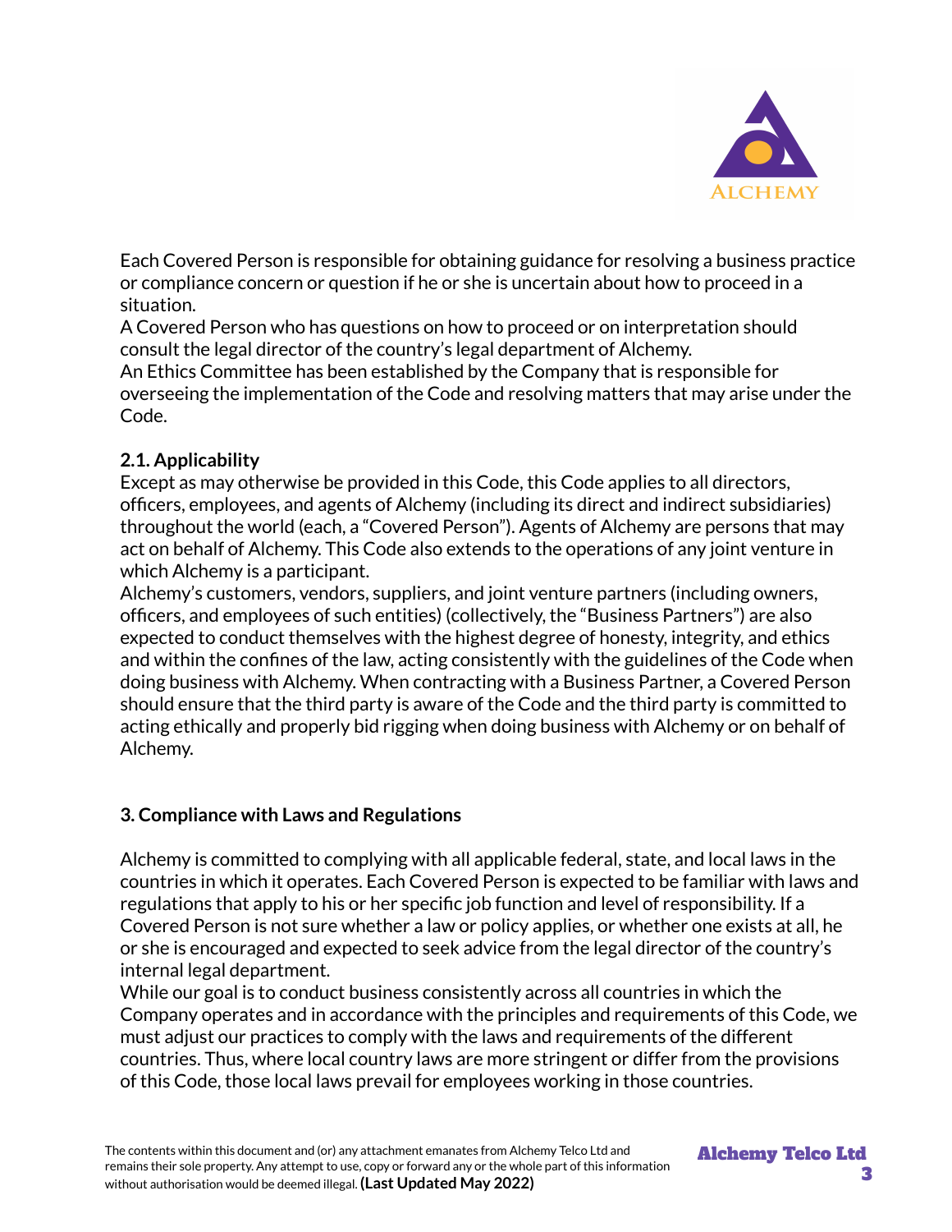Each Covered Person is responsible for obtaining guidance for resolving a business practice or compliance concern or question if he or she is uncertain about how to proceed in a situation.

A Covered Person who has questions on how to proceed or on interpretation should consult the legal director of the country's legal department of Alchemy.

An Ethics Committee has been established by the Company that is responsible for overseeing the implementation of the Code and resolving matters that may arise under the Code.

### 2.1. Applicability

Except as may otherwise be provided in this Code, this Code applies to all directors, officers, employees, and agents of Alchemy (including its direct and indirect subsidiaries) throughout the world (each, a "Covered Person"). Agents of Alchemy are persons that may act on behalf of Alchemy. This Code also extends to the operations of any joint venture in which Alchemy is a participant.

Alchemy's customers, vendors, suppliers, and joint venture partners (including owners, officers, and employees of such entities) (collectively, the "Business Partners") are also expected to conduct themselves with the highest degree of honesty, integrity, and ethics and within the confines of the law, acting consistently with the guidelines of the Code when doing business with Alchemy. When contracting with a Business Partner, a Covered Person should ensure that the third party is aware of the Code and the third party is committed to acting ethically and properly bid rigging when doing business with Alchemy or on behalf of Alchemy.

## 3. Compliance with Laws and Regulations

Alchemy is committed to complying with all applicable federal, state, and local laws in the countries in which it operates. Each Covered Person is expected to be familiar with laws and regulations that apply to his or her specific job function and level of responsibility. If a Covered Person is not sure whether a law or policy applies, or whether one exists at all, he or she is encouraged and expected to seek advice from the legal director of the country's internal legal department.

While our goal is to conduct business consistently across all countries in which the Company operates and in accordance with the principles and requirements of this Code, we must adjust our practices to comply with the laws and requirements of the different countries. Thus, where local country laws are more stringent or differ from the provisions of this Code, those local laws prevail for employees working in those countries.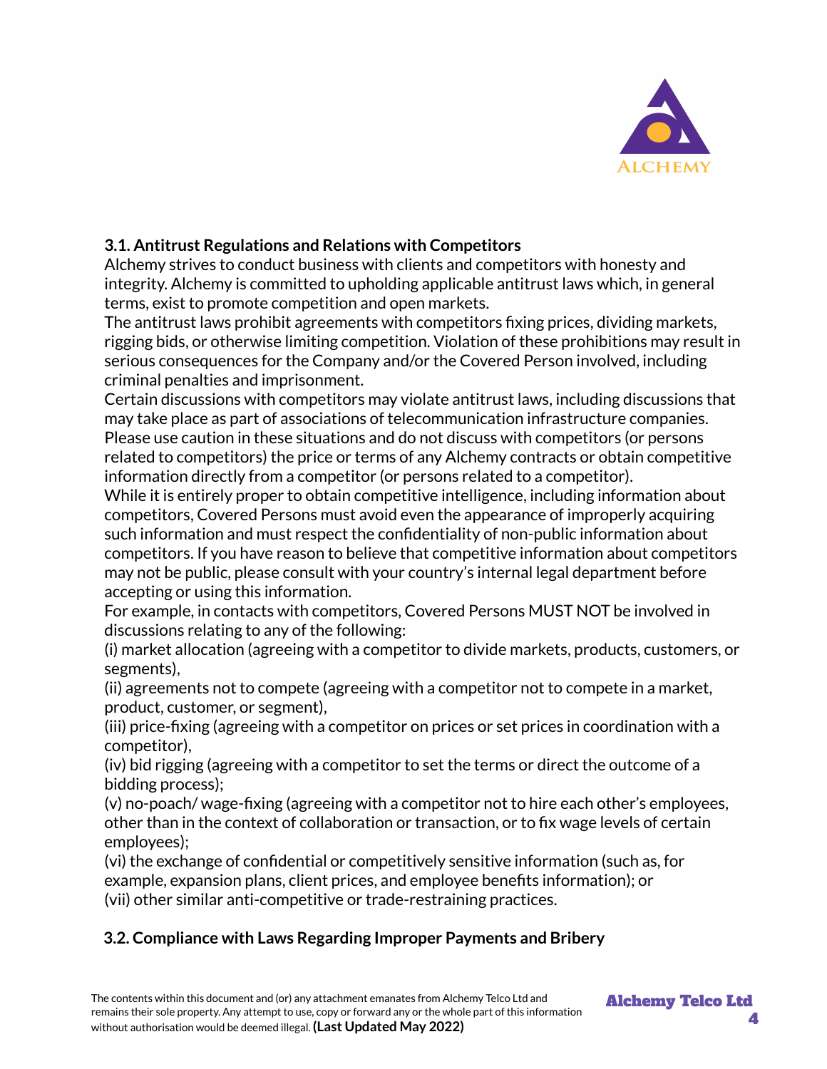### 3.1. Antitrust Regulations and Relations with Competitors

Alchemy strives to conduct business with clients and competitors with honesty and integrity. Alchemy is committed to upholding applicable antitrust laws which, in general terms, exist to promote competition and open markets.

The antitrust laws prohibit agreements with competitors fixing prices, dividing markets, rigging bids, or otherwise limiting competition. Violation of these prohibitions may result in serious consequences for the Company and/or the Covered Person involved, including criminal penalties and imprisonment.

Certain discussions with competitors may violate antitrust laws, including discussions that may take place as part of associations of telecommunication infrastructure companies. Please use caution in these situations and do not discuss with competitors (or persons related to competitors) the price or terms of any Alchemy contracts or obtain competitive information directly from a competitor (or persons related to a competitor).

While it is entirely proper to obtain competitive intelligence, including information about competitors, Covered Persons must avoid even the appearance of improperly acquiring such information and must respect the confidentiality of non-public information about competitors. If you have reason to believe that competitive information about competitors may not be public, please consult with your country's internal legal department before accepting or using this information.

For example, in contacts with competitors, Covered Persons MUST NOT be involved in discussions relating to any of the following:

(i) market allocation (agreeing with a competitor to divide markets, products, customers, or segments),

(ii) agreements not to compete (agreeing with a competitor not to compete in a market, product, customer, or segment),

(iii) price-fixing (agreeing with a competitor on prices or set prices in coordination with a competitor),

(iv) bid rigging (agreeing with a competitor to set the terms or direct the outcome of a bidding process);

(v) no-poach/ wage-fixing (agreeing with a competitor not to hire each other's employees, other than in the context of collaboration or transaction, or to fix wage levels of certain employees);

(vi) the exchange of confidential or competitively sensitive information (such as, for example, expansion plans, client prices, and employee benefits information); or

(vii) other similar anti-competitive or trade-restraining practices.

### 3.2. Compliance with Laws Regarding Improper Payments and Bribery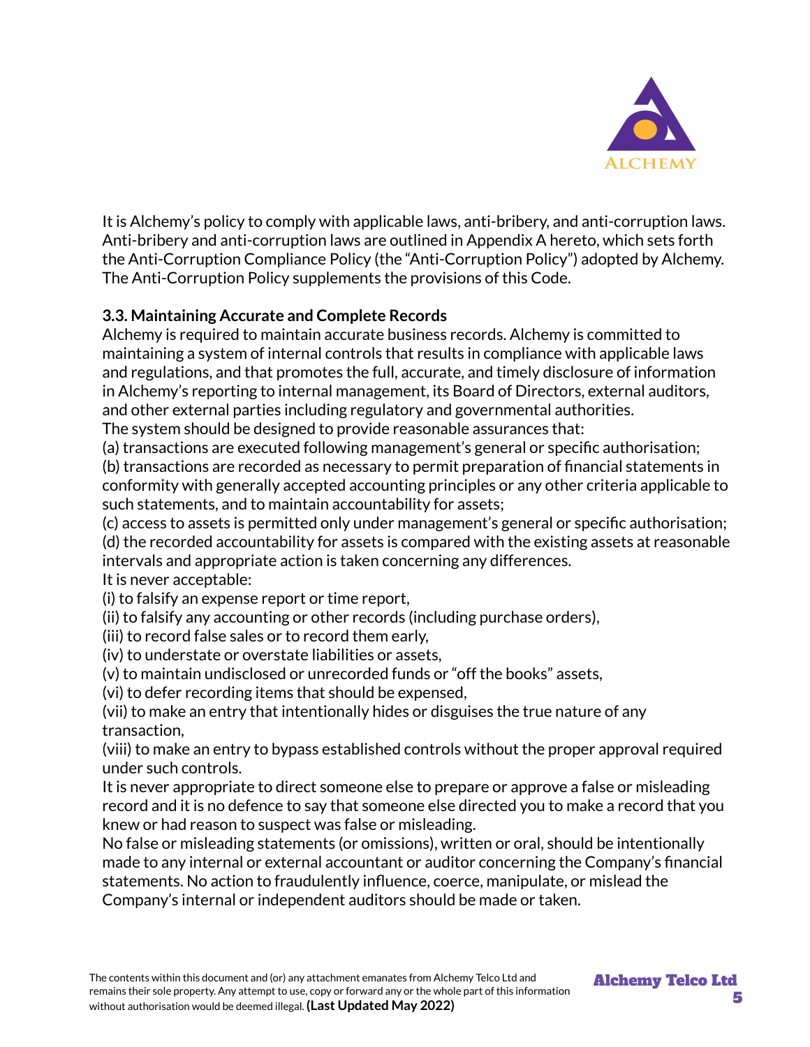It is Alchemy's policy to comply with applicable laws, anti-bribery, and anti-corruption laws. Anti-bribery and anti-corruption laws are outlined in Appendix A hereto, which sets forth the Anti-Corruption Compliance Policy (the "Anti-Corruption Policy") adopted by Alchemy. The Anti-Corruption Policy supplements the provisions of this Code.

**3.3. Maintaining Accurate and Complete Records**

Alchemy is required to maintain accurate business records. Alchemy is committed to maintaining a system of internal controls that results in compliance with applicable laws and regulations, and that promotes the full, accurate, and timely disclosure of information in Alchemy's reporting to internal management, its Board of Directors, external auditors, and other external parties including regulatory and governmental authorities.

The system should be designed to provide reasonable assurances that:

(a) transactions are executed following management's general or specific authorisation;

(b) transactions are recorded as necessary to permit preparation of financial statements in conformity with generally accepted accounting principles or any other criteria applicable to such statements, and to maintain accountability for assets;

(c) access to assets is permitted only under management's general or specific authorisation;

(d) the recorded accountability for assets is compared with the existing assets at reasonable intervals and appropriate action is taken concerning any differences.

It is never acceptable:

(i) to falsify an expense report or time report,

(ii) to falsify any accounting or other records (including purchase orders),

(iii) to record false sales or to record them early,

(iv) to understate or overstate liabilities or assets,

(v) to maintain undisclosed or unrecorded funds or "off the books" assets,

(vi) to defer recording items that should be expensed,

(vii) to make an entry that intentionally hides or disguises the true nature of any transaction,

(viii) to make an entry to bypass established controls without the proper approval required under such controls.

It is never appropriate to direct someone else to prepare or approve a false or misleading record and it is no defence to say that someone else directed you to make a record that you knew or had reason to suspect was false or misleading.

No false or misleading statements (or omissions), written or oral, should be intentionally made to any internal or external accountant or auditor concerning the Company's financial statements. No action to fraudulently influence, coerce, manipulate, or mislead the Company's internal or independent auditors should be made or taken.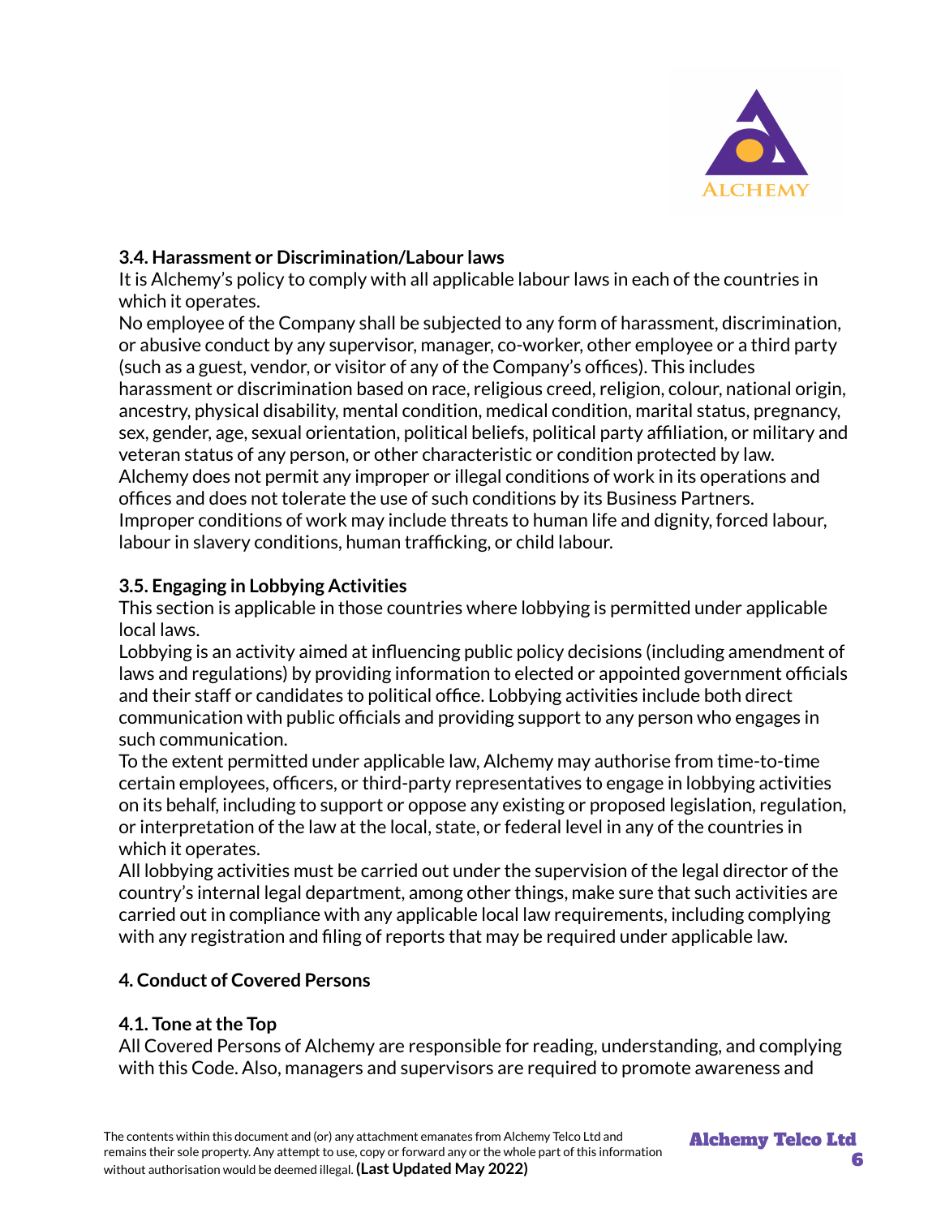### 3.4. Harassment or Discrimination/Labour laws

It is Alchemy's policy to comply with all applicable labour laws in each of the countries in which it operates.

No employee of the Company shall be subjected to any form of harassment, discrimination, or abusive conduct by any supervisor, manager, co-worker, other employee or a third party (such as a guest, vendor, or visitor of any of the Company's offices). This includes harassment or discrimination based on race, religious creed, religion, colour, national origin, ancestry, physical disability, mental condition, medical condition, marital status, pregnancy, sex, gender, age, sexual orientation, political beliefs, political party affiliation, or military and veteran status of any person, or other characteristic or condition protected by law.

Alchemy does not permit any improper or illegal conditions of work in its operations and offices and does not tolerate the use of such conditions by its Business Partners.

Improper conditions of work may include threats to human life and dignity, forced labour, labour in slavery conditions, human trafficking, or child labour.

### 3.5. Engaging in Lobbying Activities

This section is applicable in those countries where lobbying is permitted under applicable local laws.

Lobbying is an activity aimed at influencing public policy decisions (including amendment of laws and regulations) by providing information to elected or appointed government officials and their staff or candidates to political office. Lobbying activities include both direct communication with public officials and providing support to any person who engages in such communication.

To the extent permitted under applicable law, Alchemy may authorise from time-to-time certain employees, officers, or third-party representatives to engage in lobbying activities on its behalf, including to support or oppose any existing or proposed legislation, regulation, or interpretation of the law at the local, state, or federal level in any of the countries in which it operates.

All lobbying activities must be carried out under the supervision of the legal director of the country's internal legal department, among other things, make sure that such activities are carried out in compliance with any applicable local law requirements, including complying with any registration and filing of reports that may be required under applicable law.

## 4. Conduct of Covered Persons

### 4.1. Tone at the Top

All Covered Persons of Alchemy are responsible for reading, understanding, and complying with this Code. Also, managers and supervisors are required to promote awareness and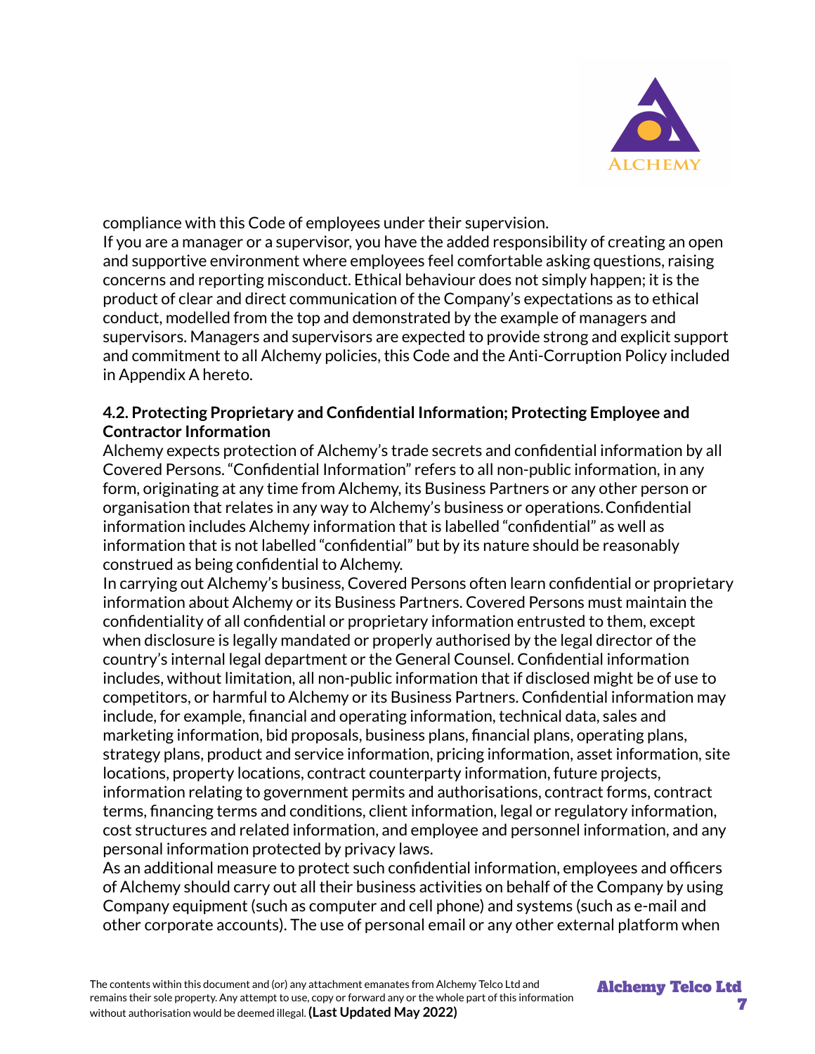compliance with this Code of employees under their supervision.

If you are a manager or a supervisor, you have the added responsibility of creating an open and supportive environment where employees feel comfortable asking questions, raising concerns and reporting misconduct. Ethical behaviour does not simply happen; it is the product of clear and direct communication of the Company's expectations as to ethical conduct, modelled from the top and demonstrated by the example of managers and supervisors. Managers and supervisors are expected to provide strong and explicit support and commitment to all Alchemy policies, this Code and the Anti-Corruption Policy included in Appendix A hereto.

**4.2. Protecting Proprietary and Confidential Information; Protecting Employee and Contractor Information**

Alchemy expects protection of Alchemy's trade secrets and confidential information by all Covered Persons. "Confidential Information" refers to all non-public information, in any form, originating at any time from Alchemy, its Business Partners or any other person or organisation that relates in any way to Alchemy's business or operations. Confidential information includes Alchemy information that is labelled "confidential" as well as information that is not labelled "confidential" but by its nature should be reasonably construed as being confidential to Alchemy.

In carrying out Alchemy's business, Covered Persons often learn confidential or proprietary information about Alchemy or its Business Partners. Covered Persons must maintain the confidentiality of all confidential or proprietary information entrusted to them, except when disclosure is legally mandated or properly authorised by the legal director of the country's internal legal department or the General Counsel. Confidential information includes, without limitation, all non-public information that if disclosed might be of use to competitors, or harmful to Alchemy or its Business Partners. Confidential information may include, for example, financial and operating information, technical data, sales and marketing information, bid proposals, business plans, financial plans, operating plans, strategy plans, product and service information, pricing information, asset information, site locations, property locations, contract counterparty information, future projects, information relating to government permits and authorisations, contract forms, contract terms, financing terms and conditions, client information, legal or regulatory information, cost structures and related information, and employee and personnel information, and any personal information protected by privacy laws.

As an additional measure to protect such confidential information, employees and officers of Alchemy should carry out all their business activities on behalf of the Company by using Company equipment (such as computer and cell phone) and systems (such as e-mail and other corporate accounts). The use of personal email or any other external platform when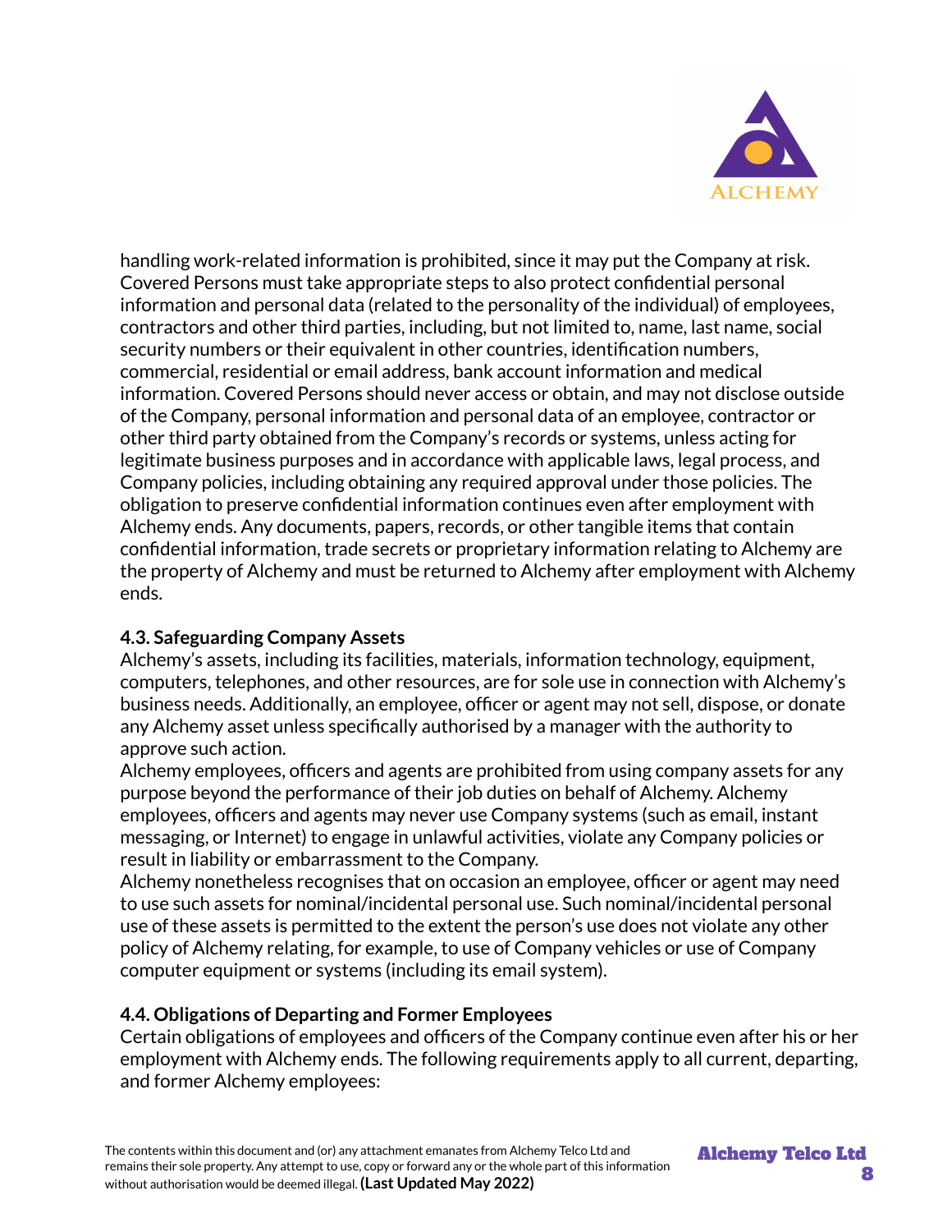handling work-related information is prohibited, since it may put the Company at risk. Covered Persons must take appropriate steps to also protect confidential personal information and personal data (related to the personality of the individual) of employees, contractors and other third parties, including, but not limited to, name, last name, social security numbers or their equivalent in other countries, identification numbers, commercial, residential or email address, bank account information and medical information. Covered Persons should never access or obtain, and may not disclose outside of the Company, personal information and personal data of an employee, contractor or other third party obtained from the Company's records or systems, unless acting for legitimate business purposes and in accordance with applicable laws, legal process, and Company policies, including obtaining any required approval under those policies. The obligation to preserve confidential information continues even after employment with Alchemy ends. Any documents, papers, records, or other tangible items that contain confidential information, trade secrets or proprietary information relating to Alchemy are the property of Alchemy and must be returned to Alchemy after employment with Alchemy ends.

### 4.3. Safeguarding Company Assets

Alchemy's assets, including its facilities, materials, information technology, equipment, computers, telephones, and other resources, are for sole use in connection with Alchemy's business needs. Additionally, an employee, officer or agent may not sell, dispose, or donate any Alchemy asset unless specifically authorised by a manager with the authority to approve such action.

Alchemy employees, officers and agents are prohibited from using company assets for any purpose beyond the performance of their job duties on behalf of Alchemy. Alchemy employees, officers and agents may never use Company systems (such as email, instant messaging, or Internet) to engage in unlawful activities, violate any Company policies or result in liability or embarrassment to the Company.

Alchemy nonetheless recognises that on occasion an employee, officer or agent may need to use such assets for nominal/incidental personal use. Such nominal/incidental personal use of these assets is permitted to the extent the person's use does not violate any other policy of Alchemy relating, for example, to use of Company vehicles or use of Company computer equipment or systems (including its email system).

### 4.4. Obligations of Departing and Former Employees

Certain obligations of employees and officers of the Company continue even after his or her employment with Alchemy ends. The following requirements apply to all current, departing, and former Alchemy employees: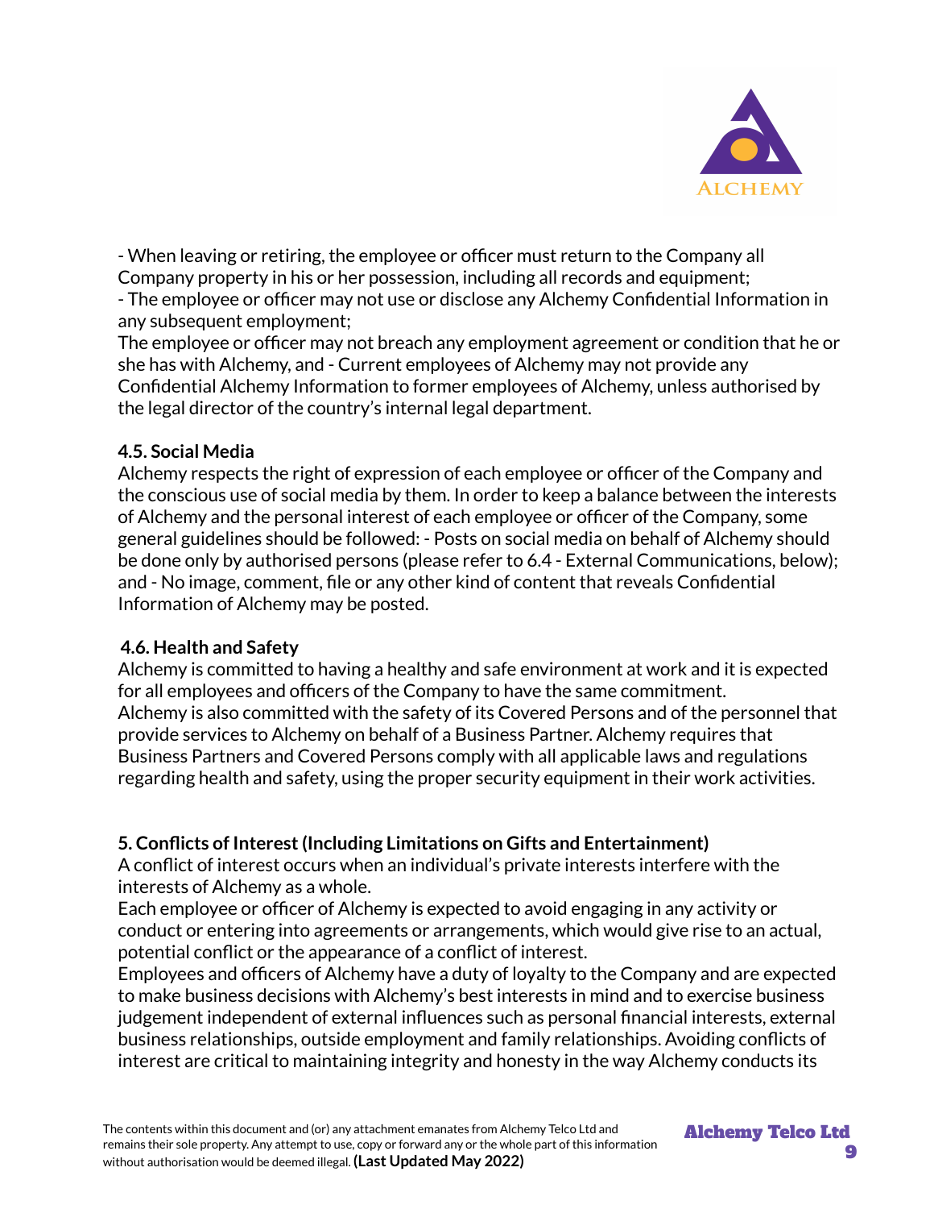- When leaving or retiring, the employee or officer must return to the Company all Company property in his or her possession, including all records and equipment;
- The employee or officer may not use or disclose any Alchemy Confidential Information in any subsequent employment;

The employee or officer may not breach any employment agreement or condition that he or she has with Alchemy, and - Current employees of Alchemy may not provide any Confidential Alchemy Information to former employees of Alchemy, unless authorised by the legal director of the country's internal legal department.

### 4.5. Social Media

Alchemy respects the right of expression of each employee or officer of the Company and the conscious use of social media by them. In order to keep a balance between the interests of Alchemy and the personal interest of each employee or officer of the Company, some general guidelines should be followed: - Posts on social media on behalf of Alchemy should be done only by authorised persons (please refer to 6.4 - External Communications, below); and - No image, comment, file or any other kind of content that reveals Confidential Information of Alchemy may be posted.

### 4.6. Health and Safety

Alchemy is committed to having a healthy and safe environment at work and it is expected for all employees and officers of the Company to have the same commitment.
Alchemy is also committed with the safety of its Covered Persons and of the personnel that provide services to Alchemy on behalf of a Business Partner. Alchemy requires that Business Partners and Covered Persons comply with all applicable laws and regulations regarding health and safety, using the proper security equipment in their work activities.

## 5. Conflicts of Interest (Including Limitations on Gifts and Entertainment)

A conflict of interest occurs when an individual's private interests interfere with the interests of Alchemy as a whole.
Each employee or officer of Alchemy is expected to avoid engaging in any activity or conduct or entering into agreements or arrangements, which would give rise to an actual, potential conflict or the appearance of a conflict of interest.
Employees and officers of Alchemy have a duty of loyalty to the Company and are expected to make business decisions with Alchemy's best interests in mind and to exercise business judgement independent of external influences such as personal financial interests, external business relationships, outside employment and family relationships. Avoiding conflicts of interest are critical to maintaining integrity and honesty in the way Alchemy conducts its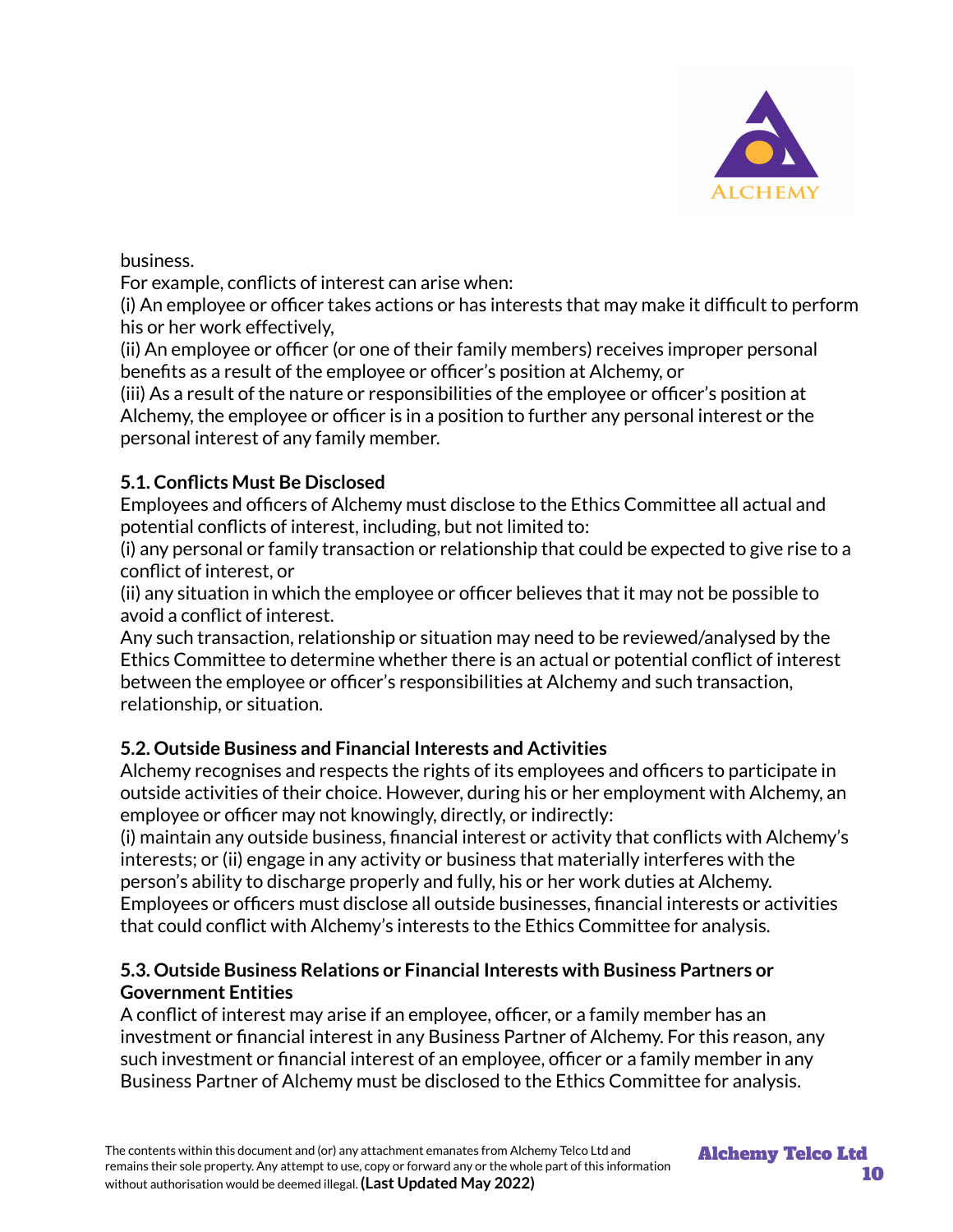business.

For example, conflicts of interest can arise when:

(i) An employee or officer takes actions or has interests that may make it difficult to perform his or her work effectively,

(ii) An employee or officer (or one of their family members) receives improper personal benefits as a result of the employee or officer's position at Alchemy, or

(iii) As a result of the nature or responsibilities of the employee or officer's position at Alchemy, the employee or officer is in a position to further any personal interest or the personal interest of any family member.

### 5.1. Conflicts Must Be Disclosed

Employees and officers of Alchemy must disclose to the Ethics Committee all actual and potential conflicts of interest, including, but not limited to:

(i) any personal or family transaction or relationship that could be expected to give rise to a conflict of interest, or

(ii) any situation in which the employee or officer believes that it may not be possible to avoid a conflict of interest.

Any such transaction, relationship or situation may need to be reviewed/analysed by the Ethics Committee to determine whether there is an actual or potential conflict of interest between the employee or officer's responsibilities at Alchemy and such transaction, relationship, or situation.

### 5.2. Outside Business and Financial Interests and Activities

Alchemy recognises and respects the rights of its employees and officers to participate in outside activities of their choice. However, during his or her employment with Alchemy, an employee or officer may not knowingly, directly, or indirectly:

(i) maintain any outside business, financial interest or activity that conflicts with Alchemy's interests; or (ii) engage in any activity or business that materially interferes with the person's ability to discharge properly and fully, his or her work duties at Alchemy.

Employees or officers must disclose all outside businesses, financial interests or activities that could conflict with Alchemy's interests to the Ethics Committee for analysis.

### 5.3. Outside Business Relations or Financial Interests with Business Partners or Government Entities

A conflict of interest may arise if an employee, officer, or a family member has an investment or financial interest in any Business Partner of Alchemy. For this reason, any such investment or financial interest of an employee, officer or a family member in any Business Partner of Alchemy must be disclosed to the Ethics Committee for analysis.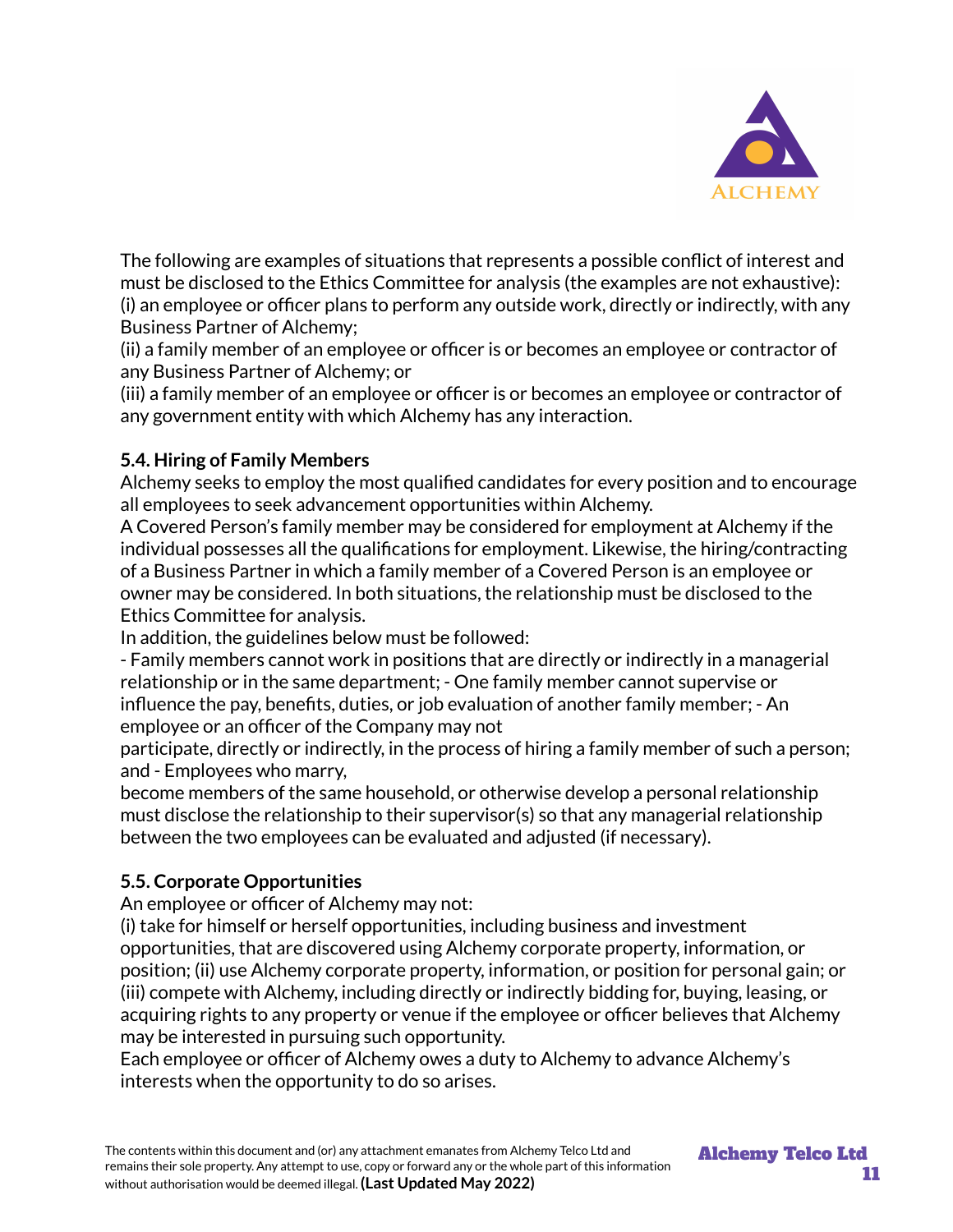The following are examples of situations that represents a possible conflict of interest and must be disclosed to the Ethics Committee for analysis (the examples are not exhaustive):
(i) an employee or officer plans to perform any outside work, directly or indirectly, with any Business Partner of Alchemy;
(ii) a family member of an employee or officer is or becomes an employee or contractor of any Business Partner of Alchemy; or
(iii) a family member of an employee or officer is or becomes an employee or contractor of any government entity with which Alchemy has any interaction.

**5.4. Hiring of Family Members**
Alchemy seeks to employ the most qualified candidates for every position and to encourage all employees to seek advancement opportunities within Alchemy.
A Covered Person's family member may be considered for employment at Alchemy if the individual possesses all the qualifications for employment. Likewise, the hiring/contracting of a Business Partner in which a family member of a Covered Person is an employee or owner may be considered. In both situations, the relationship must be disclosed to the Ethics Committee for analysis.
In addition, the guidelines below must be followed:
- Family members cannot work in positions that are directly or indirectly in a managerial relationship or in the same department; - One family member cannot supervise or influence the pay, benefits, duties, or job evaluation of another family member; - An employee or an officer of the Company may not participate, directly or indirectly, in the process of hiring a family member of such a person; and - Employees who marry, become members of the same household, or otherwise develop a personal relationship must disclose the relationship to their supervisor(s) so that any managerial relationship between the two employees can be evaluated and adjusted (if necessary).

**5.5. Corporate Opportunities**
An employee or officer of Alchemy may not:
(i) take for himself or herself opportunities, including business and investment opportunities, that are discovered using Alchemy corporate property, information, or position; (ii) use Alchemy corporate property, information, or position for personal gain; or (iii) compete with Alchemy, including directly or indirectly bidding for, buying, leasing, or acquiring rights to any property or venue if the employee or officer believes that Alchemy may be interested in pursuing such opportunity.
Each employee or officer of Alchemy owes a duty to Alchemy to advance Alchemy's interests when the opportunity to do so arises.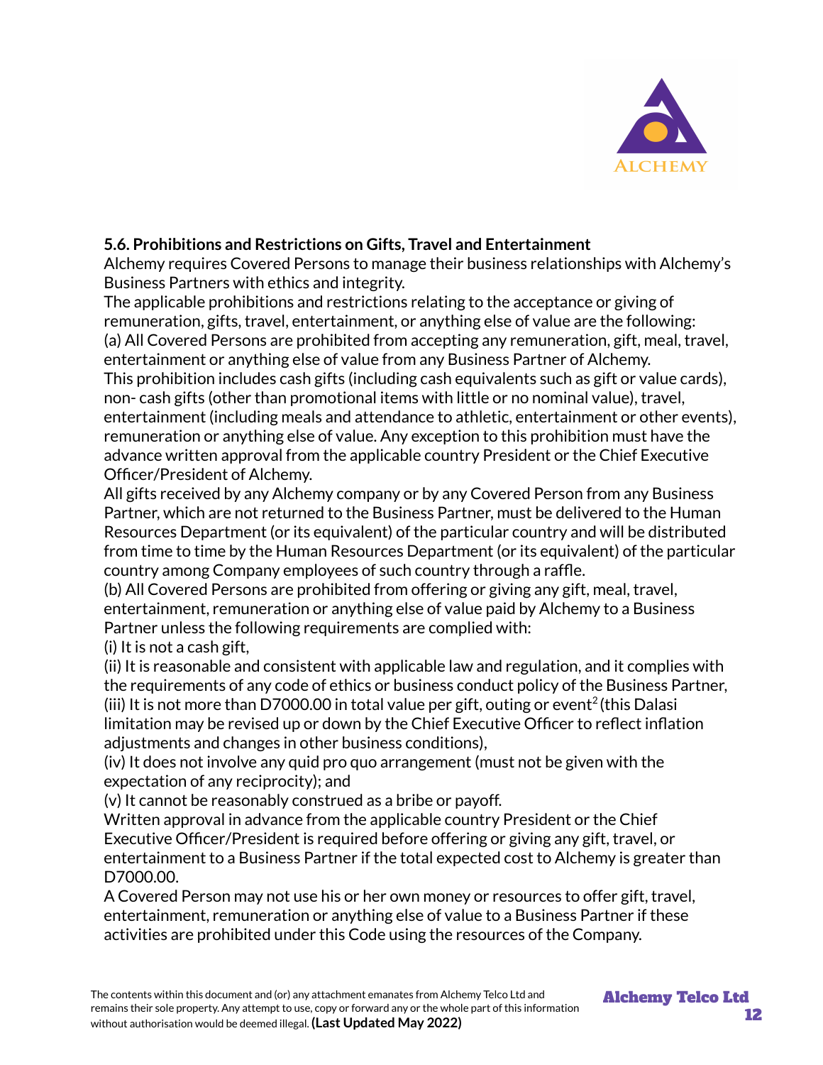### 5.6. Prohibitions and Restrictions on Gifts, Travel and Entertainment

Alchemy requires Covered Persons to manage their business relationships with Alchemy's Business Partners with ethics and integrity.

The applicable prohibitions and restrictions relating to the acceptance or giving of remuneration, gifts, travel, entertainment, or anything else of value are the following:

(a) All Covered Persons are prohibited from accepting any remuneration, gift, meal, travel, entertainment or anything else of value from any Business Partner of Alchemy.

This prohibition includes cash gifts (including cash equivalents such as gift or value cards), non- cash gifts (other than promotional items with little or no nominal value), travel, entertainment (including meals and attendance to athletic, entertainment or other events), remuneration or anything else of value. Any exception to this prohibition must have the advance written approval from the applicable country President or the Chief Executive Officer/President of Alchemy.

All gifts received by any Alchemy company or by any Covered Person from any Business Partner, which are not returned to the Business Partner, must be delivered to the Human Resources Department (or its equivalent) of the particular country and will be distributed from time to time by the Human Resources Department (or its equivalent) of the particular country among Company employees of such country through a raffle.

(b) All Covered Persons are prohibited from offering or giving any gift, meal, travel, entertainment, remuneration or anything else of value paid by Alchemy to a Business Partner unless the following requirements are complied with:

(i) It is not a cash gift,

(ii) It is reasonable and consistent with applicable law and regulation, and it complies with the requirements of any code of ethics or business conduct policy of the Business Partner,

(iii) It is not more than D7000.00 in total value per gift, outing or event[2] (this Dalasi limitation may be revised up or down by the Chief Executive Officer to reflect inflation adjustments and changes in other business conditions),

(iv) It does not involve any quid pro quo arrangement (must not be given with the expectation of any reciprocity); and

(v) It cannot be reasonably construed as a bribe or payoff.

Written approval in advance from the applicable country President or the Chief Executive Officer/President is required before offering or giving any gift, travel, or entertainment to a Business Partner if the total expected cost to Alchemy is greater than D7000.00.

A Covered Person may not use his or her own money or resources to offer gift, travel, entertainment, remuneration or anything else of value to a Business Partner if these activities are prohibited under this Code using the resources of the Company.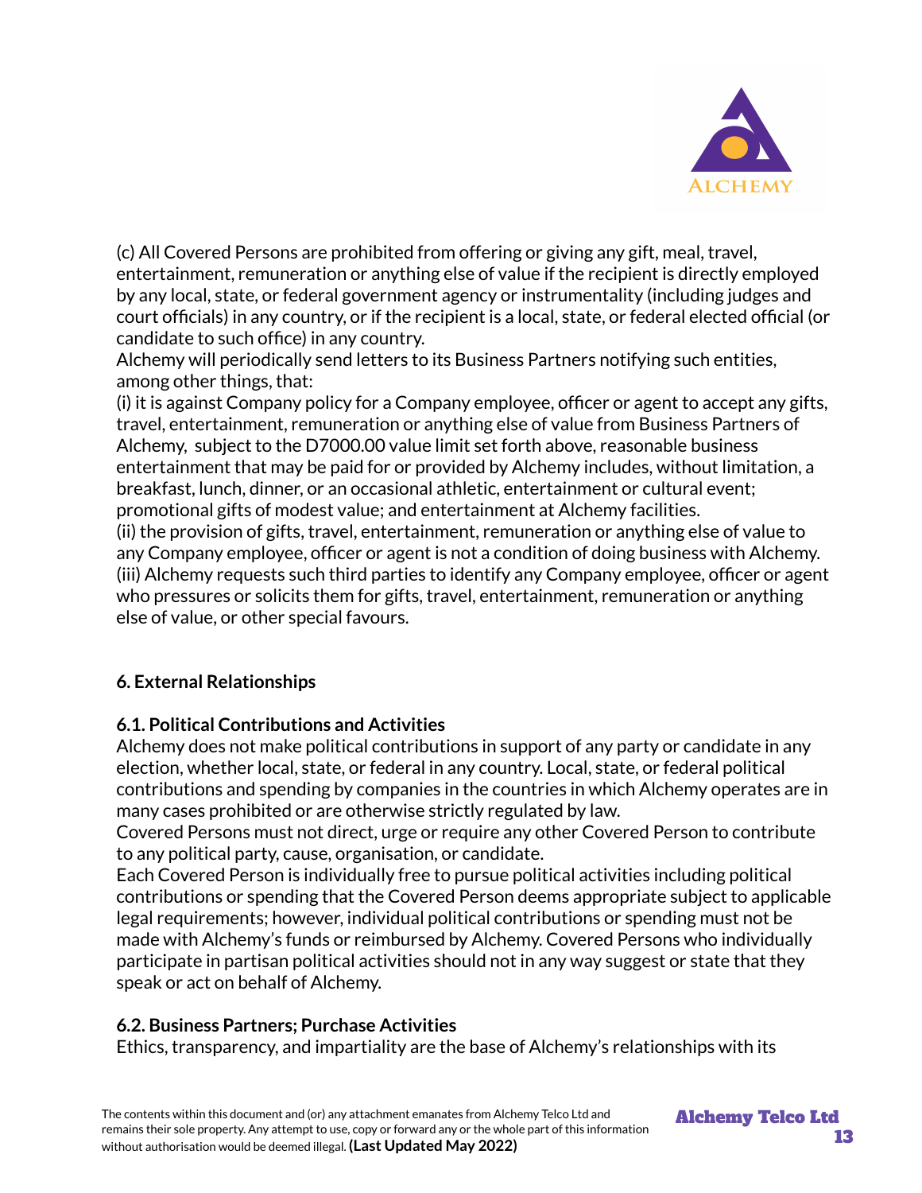(c) All Covered Persons are prohibited from offering or giving any gift, meal, travel, entertainment, remuneration or anything else of value if the recipient is directly employed by any local, state, or federal government agency or instrumentality (including judges and court officials) in any country, or if the recipient is a local, state, or federal elected official (or candidate to such office) in any country.

Alchemy will periodically send letters to its Business Partners notifying such entities, among other things, that:

(i) it is against Company policy for a Company employee, officer or agent to accept any gifts, travel, entertainment, remuneration or anything else of value from Business Partners of Alchemy, subject to the D7000.00 value limit set forth above, reasonable business entertainment that may be paid for or provided by Alchemy includes, without limitation, a breakfast, lunch, dinner, or an occasional athletic, entertainment or cultural event; promotional gifts of modest value; and entertainment at Alchemy facilities.

(ii) the provision of gifts, travel, entertainment, remuneration or anything else of value to any Company employee, officer or agent is not a condition of doing business with Alchemy.

(iii) Alchemy requests such third parties to identify any Company employee, officer or agent who pressures or solicits them for gifts, travel, entertainment, remuneration or anything else of value, or other special favours.

## 6. External Relationships

### 6.1. Political Contributions and Activities

Alchemy does not make political contributions in support of any party or candidate in any election, whether local, state, or federal in any country. Local, state, or federal political contributions and spending by companies in the countries in which Alchemy operates are in many cases prohibited or are otherwise strictly regulated by law.

Covered Persons must not direct, urge or require any other Covered Person to contribute to any political party, cause, organisation, or candidate.

Each Covered Person is individually free to pursue political activities including political contributions or spending that the Covered Person deems appropriate subject to applicable legal requirements; however, individual political contributions or spending must not be made with Alchemy's funds or reimbursed by Alchemy. Covered Persons who individually participate in partisan political activities should not in any way suggest or state that they speak or act on behalf of Alchemy.

### 6.2. Business Partners; Purchase Activities

Ethics, transparency, and impartiality are the base of Alchemy's relationships with its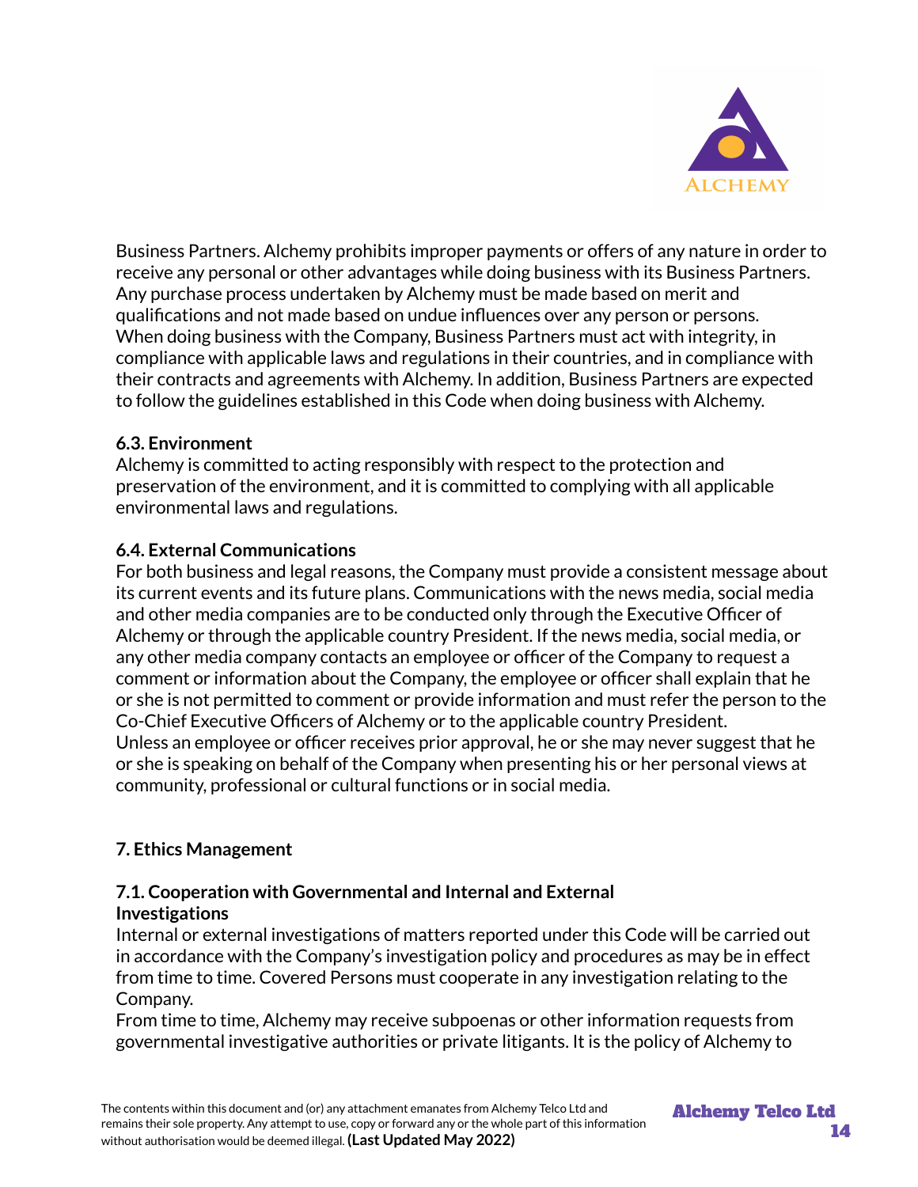Business Partners. Alchemy prohibits improper payments or offers of any nature in order to receive any personal or other advantages while doing business with its Business Partners. Any purchase process undertaken by Alchemy must be made based on merit and qualifications and not made based on undue influences over any person or persons. When doing business with the Company, Business Partners must act with integrity, in compliance with applicable laws and regulations in their countries, and in compliance with their contracts and agreements with Alchemy. In addition, Business Partners are expected to follow the guidelines established in this Code when doing business with Alchemy.

### 6.3. Environment

Alchemy is committed to acting responsibly with respect to the protection and preservation of the environment, and it is committed to complying with all applicable environmental laws and regulations.

### 6.4. External Communications

For both business and legal reasons, the Company must provide a consistent message about its current events and its future plans. Communications with the news media, social media and other media companies are to be conducted only through the Executive Officer of Alchemy or through the applicable country President. If the news media, social media, or any other media company contacts an employee or officer of the Company to request a comment or information about the Company, the employee or officer shall explain that he or she is not permitted to comment or provide information and must refer the person to the Co-Chief Executive Officers of Alchemy or to the applicable country President.
Unless an employee or officer receives prior approval, he or she may never suggest that he or she is speaking on behalf of the Company when presenting his or her personal views at community, professional or cultural functions or in social media.

## 7. Ethics Management

### 7.1. Cooperation with Governmental and Internal and External Investigations

Internal or external investigations of matters reported under this Code will be carried out in accordance with the Company's investigation policy and procedures as may be in effect from time to time. Covered Persons must cooperate in any investigation relating to the Company.
From time to time, Alchemy may receive subpoenas or other information requests from governmental investigative authorities or private litigants. It is the policy of Alchemy to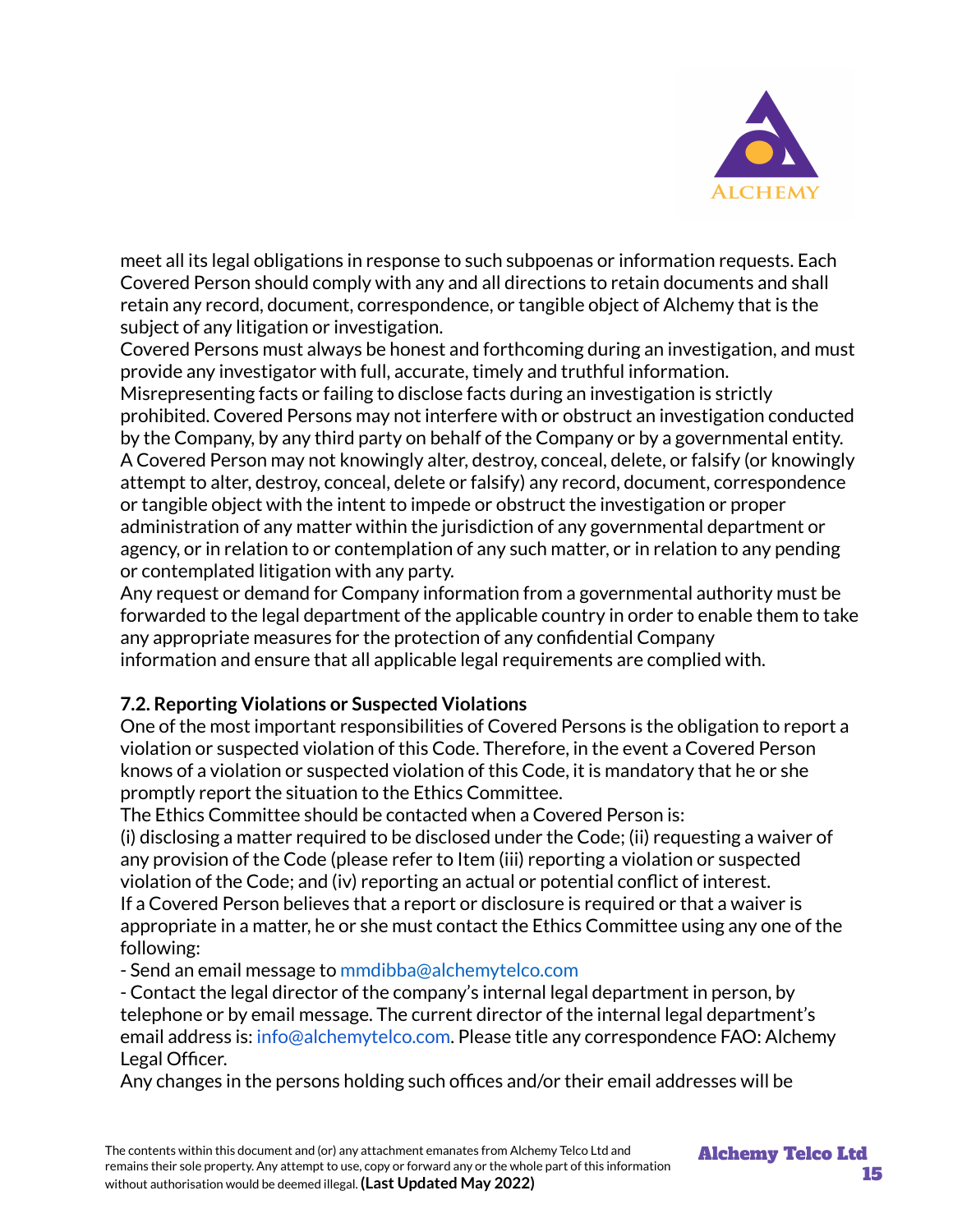meet all its legal obligations in response to such subpoenas or information requests. Each Covered Person should comply with any and all directions to retain documents and shall retain any record, document, correspondence, or tangible object of Alchemy that is the subject of any litigation or investigation.

Covered Persons must always be honest and forthcoming during an investigation, and must provide any investigator with full, accurate, timely and truthful information.

Misrepresenting facts or failing to disclose facts during an investigation is strictly prohibited. Covered Persons may not interfere with or obstruct an investigation conducted by the Company, by any third party on behalf of the Company or by a governmental entity.

A Covered Person may not knowingly alter, destroy, conceal, delete, or falsify (or knowingly attempt to alter, destroy, conceal, delete or falsify) any record, document, correspondence or tangible object with the intent to impede or obstruct the investigation or proper administration of any matter within the jurisdiction of any governmental department or agency, or in relation to or contemplation of any such matter, or in relation to any pending or contemplated litigation with any party.

Any request or demand for Company information from a governmental authority must be forwarded to the legal department of the applicable country in order to enable them to take any appropriate measures for the protection of any confidential Company information and ensure that all applicable legal requirements are complied with.

**7.2. Reporting Violations or Suspected Violations**

One of the most important responsibilities of Covered Persons is the obligation to report a violation or suspected violation of this Code. Therefore, in the event a Covered Person knows of a violation or suspected violation of this Code, it is mandatory that he or she promptly report the situation to the Ethics Committee.

The Ethics Committee should be contacted when a Covered Person is:

(i) disclosing a matter required to be disclosed under the Code; (ii) requesting a waiver of any provision of the Code (please refer to Item (iii) reporting a violation or suspected violation of the Code; and (iv) reporting an actual or potential conflict of interest.

If a Covered Person believes that a report or disclosure is required or that a waiver is appropriate in a matter, he or she must contact the Ethics Committee using any one of the following:

- Send an email message to mmdibba@alchemytelco.com
- Contact the legal director of the company's internal legal department in person, by telephone or by email message. The current director of the internal legal department's email address is: info@alchemytelco.com. Please title any correspondence FAO: Alchemy Legal Officer.

Any changes in the persons holding such offices and/or their email addresses will be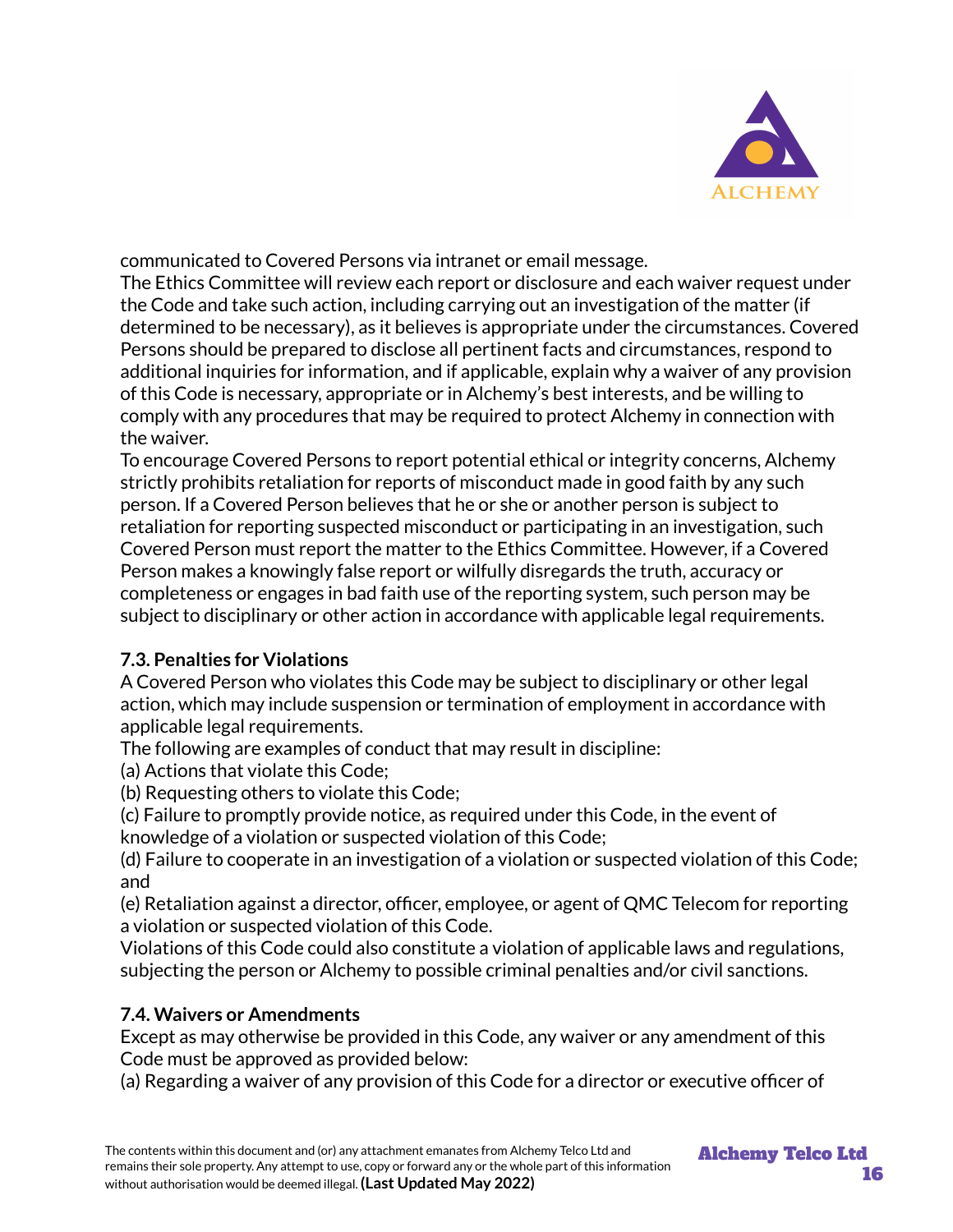communicated to Covered Persons via intranet or email message.

The Ethics Committee will review each report or disclosure and each waiver request under the Code and take such action, including carrying out an investigation of the matter (if determined to be necessary), as it believes is appropriate under the circumstances. Covered Persons should be prepared to disclose all pertinent facts and circumstances, respond to additional inquiries for information, and if applicable, explain why a waiver of any provision of this Code is necessary, appropriate or in Alchemy's best interests, and be willing to comply with any procedures that may be required to protect Alchemy in connection with the waiver.

To encourage Covered Persons to report potential ethical or integrity concerns, Alchemy strictly prohibits retaliation for reports of misconduct made in good faith by any such person. If a Covered Person believes that he or she or another person is subject to retaliation for reporting suspected misconduct or participating in an investigation, such Covered Person must report the matter to the Ethics Committee. However, if a Covered Person makes a knowingly false report or wilfully disregards the truth, accuracy or completeness or engages in bad faith use of the reporting system, such person may be subject to disciplinary or other action in accordance with applicable legal requirements.

**7.3. Penalties for Violations**

A Covered Person who violates this Code may be subject to disciplinary or other legal action, which may include suspension or termination of employment in accordance with applicable legal requirements.

The following are examples of conduct that may result in discipline:

(a) Actions that violate this Code;

(b) Requesting others to violate this Code;

(c) Failure to promptly provide notice, as required under this Code, in the event of knowledge of a violation or suspected violation of this Code;

(d) Failure to cooperate in an investigation of a violation or suspected violation of this Code; and

(e) Retaliation against a director, officer, employee, or agent of QMC Telecom for reporting a violation or suspected violation of this Code.

Violations of this Code could also constitute a violation of applicable laws and regulations, subjecting the person or Alchemy to possible criminal penalties and/or civil sanctions.

**7.4. Waivers or Amendments**

Except as may otherwise be provided in this Code, any waiver or any amendment of this Code must be approved as provided below:

(a) Regarding a waiver of any provision of this Code for a director or executive officer of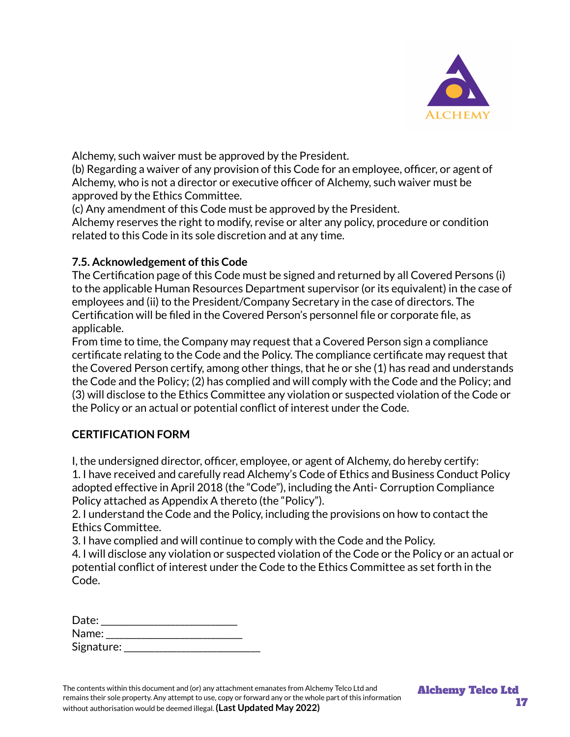Alchemy, such waiver must be approved by the President.

(b) Regarding a waiver of any provision of this Code for an employee, officer, or agent of Alchemy, who is not a director or executive officer of Alchemy, such waiver must be approved by the Ethics Committee.

(c) Any amendment of this Code must be approved by the President.

Alchemy reserves the right to modify, revise or alter any policy, procedure or condition related to this Code in its sole discretion and at any time.

### 7.5. Acknowledgement of this Code

The Certification page of this Code must be signed and returned by all Covered Persons (i) to the applicable Human Resources Department supervisor (or its equivalent) in the case of employees and (ii) to the President/Company Secretary in the case of directors. The Certification will be filed in the Covered Person's personnel file or corporate file, as applicable.

From time to time, the Company may request that a Covered Person sign a compliance certificate relating to the Code and the Policy. The compliance certificate may request that the Covered Person certify, among other things, that he or she (1) has read and understands the Code and the Policy; (2) has complied and will comply with the Code and the Policy; and (3) will disclose to the Ethics Committee any violation or suspected violation of the Code or the Policy or an actual or potential conflict of interest under the Code.

### CERTIFICATION FORM

I, the undersigned director, officer, employee, or agent of Alchemy, do hereby certify:

1. I have received and carefully read Alchemy's Code of Ethics and Business Conduct Policy adopted effective in April 2018 (the "Code"), including the Anti- Corruption Compliance Policy attached as Appendix A thereto (the "Policy").
2. I understand the Code and the Policy, including the provisions on how to contact the Ethics Committee.
3. I have complied and will continue to comply with the Code and the Policy.
4. I will disclose any violation or suspected violation of the Code or the Policy or an actual or potential conflict of interest under the Code to the Ethics Committee as set forth in the Code.

Date: ________________________

Name: ________________________

Signature: ________________________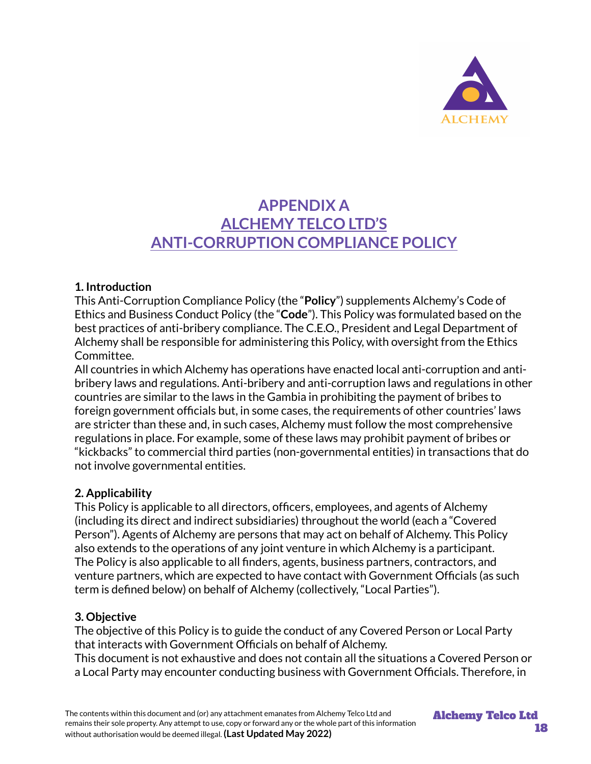# APPENDIX A
# ALCHEMY TELCO LTD'S
# ANTI-CORRUPTION COMPLIANCE POLICY

**1. Introduction**

This Anti-Corruption Compliance Policy (the "**Policy**") supplements Alchemy's Code of Ethics and Business Conduct Policy (the "**Code**"). This Policy was formulated based on the best practices of anti-bribery compliance. The C.E.O., President and Legal Department of Alchemy shall be responsible for administering this Policy, with oversight from the Ethics Committee.

All countries in which Alchemy has operations have enacted local anti-corruption and anti-bribery laws and regulations. Anti-bribery and anti-corruption laws and regulations in other countries are similar to the laws in the Gambia in prohibiting the payment of bribes to foreign government officials but, in some cases, the requirements of other countries' laws are stricter than these and, in such cases, Alchemy must follow the most comprehensive regulations in place. For example, some of these laws may prohibit payment of bribes or "kickbacks" to commercial third parties (non-governmental entities) in transactions that do not involve governmental entities.

**2. Applicability**

This Policy is applicable to all directors, officers, employees, and agents of Alchemy (including its direct and indirect subsidiaries) throughout the world (each a "Covered Person"). Agents of Alchemy are persons that may act on behalf of Alchemy. This Policy also extends to the operations of any joint venture in which Alchemy is a participant. The Policy is also applicable to all finders, agents, business partners, contractors, and venture partners, which are expected to have contact with Government Officials (as such term is defined below) on behalf of Alchemy (collectively, "Local Parties").

**3. Objective**

The objective of this Policy is to guide the conduct of any Covered Person or Local Party that interacts with Government Officials on behalf of Alchemy.

This document is not exhaustive and does not contain all the situations a Covered Person or a Local Party may encounter conducting business with Government Officials. Therefore, in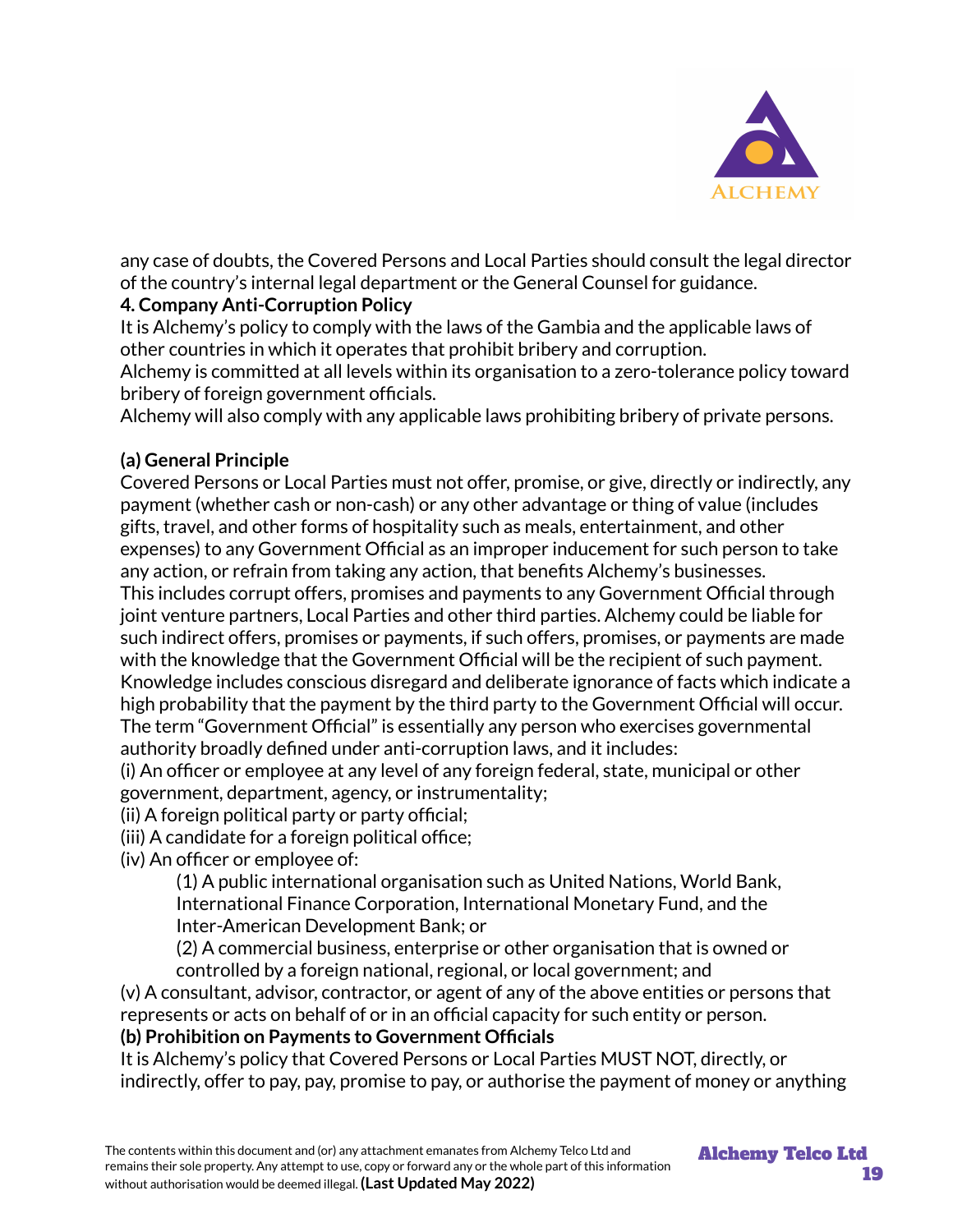any case of doubts, the Covered Persons and Local Parties should consult the legal director of the country's internal legal department or the General Counsel for guidance.

**4. Company Anti-Corruption Policy**

It is Alchemy's policy to comply with the laws of the Gambia and the applicable laws of other countries in which it operates that prohibit bribery and corruption.

Alchemy is committed at all levels within its organisation to a zero-tolerance policy toward bribery of foreign government officials.

Alchemy will also comply with any applicable laws prohibiting bribery of private persons.

**(a) General Principle**

Covered Persons or Local Parties must not offer, promise, or give, directly or indirectly, any payment (whether cash or non-cash) or any other advantage or thing of value (includes gifts, travel, and other forms of hospitality such as meals, entertainment, and other expenses) to any Government Official as an improper inducement for such person to take any action, or refrain from taking any action, that benefits Alchemy's businesses.

This includes corrupt offers, promises and payments to any Government Official through joint venture partners, Local Parties and other third parties. Alchemy could be liable for such indirect offers, promises or payments, if such offers, promises, or payments are made with the knowledge that the Government Official will be the recipient of such payment. Knowledge includes conscious disregard and deliberate ignorance of facts which indicate a high probability that the payment by the third party to the Government Official will occur.

The term "Government Official" is essentially any person who exercises governmental authority broadly defined under anti-corruption laws, and it includes:

(i) An officer or employee at any level of any foreign federal, state, municipal or other government, department, agency, or instrumentality;

(ii) A foreign political party or party official;

(iii) A candidate for a foreign political office;

(iv) An officer or employee of:

> (1) A public international organisation such as United Nations, World Bank, International Finance Corporation, International Monetary Fund, and the Inter-American Development Bank; or
>
> (2) A commercial business, enterprise or other organisation that is owned or controlled by a foreign national, regional, or local government; and

(v) A consultant, advisor, contractor, or agent of any of the above entities or persons that represents or acts on behalf of or in an official capacity for such entity or person.

**(b) Prohibition on Payments to Government Officials**

It is Alchemy's policy that Covered Persons or Local Parties MUST NOT, directly, or indirectly, offer to pay, pay, promise to pay, or authorise the payment of money or anything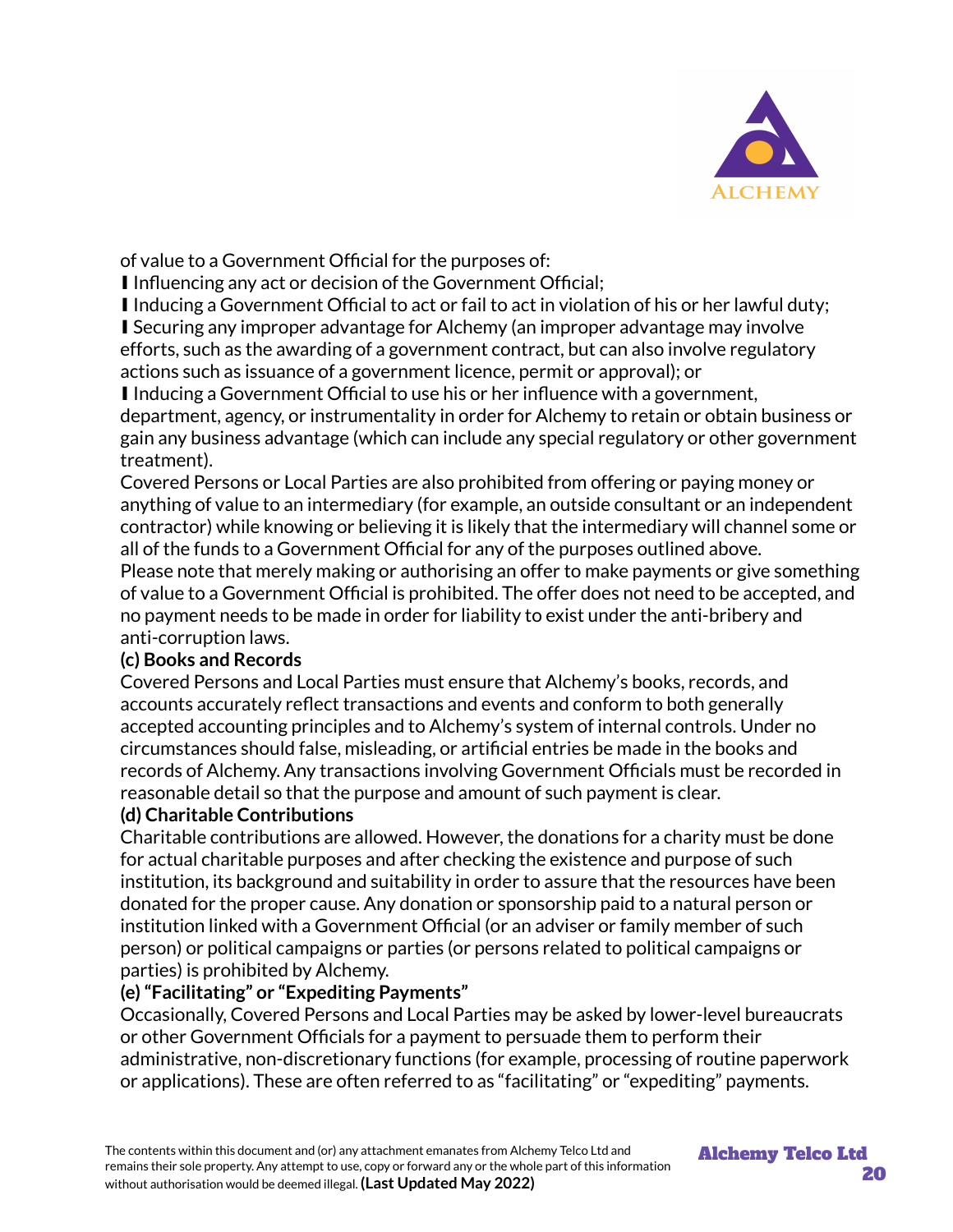of value to a Government Official for the purposes of:

- Influencing any act or decision of the Government Official;
- Inducing a Government Official to act or fail to act in violation of his or her lawful duty;
- Securing any improper advantage for Alchemy (an improper advantage may involve efforts, such as the awarding of a government contract, but can also involve regulatory actions such as issuance of a government licence, permit or approval); or
- Inducing a Government Official to use his or her influence with a government, department, agency, or instrumentality in order for Alchemy to retain or obtain business or gain any business advantage (which can include any special regulatory or other government treatment).

Covered Persons or Local Parties are also prohibited from offering or paying money or anything of value to an intermediary (for example, an outside consultant or an independent contractor) while knowing or believing it is likely that the intermediary will channel some or all of the funds to a Government Official for any of the purposes outlined above.

Please note that merely making or authorising an offer to make payments or give something of value to a Government Official is prohibited. The offer does not need to be accepted, and no payment needs to be made in order for liability to exist under the anti-bribery and anti-corruption laws.

**(c) Books and Records**

Covered Persons and Local Parties must ensure that Alchemy's books, records, and accounts accurately reflect transactions and events and conform to both generally accepted accounting principles and to Alchemy's system of internal controls. Under no circumstances should false, misleading, or artificial entries be made in the books and records of Alchemy. Any transactions involving Government Officials must be recorded in reasonable detail so that the purpose and amount of such payment is clear.

**(d) Charitable Contributions**

Charitable contributions are allowed. However, the donations for a charity must be done for actual charitable purposes and after checking the existence and purpose of such institution, its background and suitability in order to assure that the resources have been donated for the proper cause. Any donation or sponsorship paid to a natural person or institution linked with a Government Official (or an adviser or family member of such person) or political campaigns or parties (or persons related to political campaigns or parties) is prohibited by Alchemy.

**(e) "Facilitating" or "Expediting Payments"**

Occasionally, Covered Persons and Local Parties may be asked by lower-level bureaucrats or other Government Officials for a payment to persuade them to perform their administrative, non-discretionary functions (for example, processing of routine paperwork or applications). These are often referred to as "facilitating" or "expediting" payments.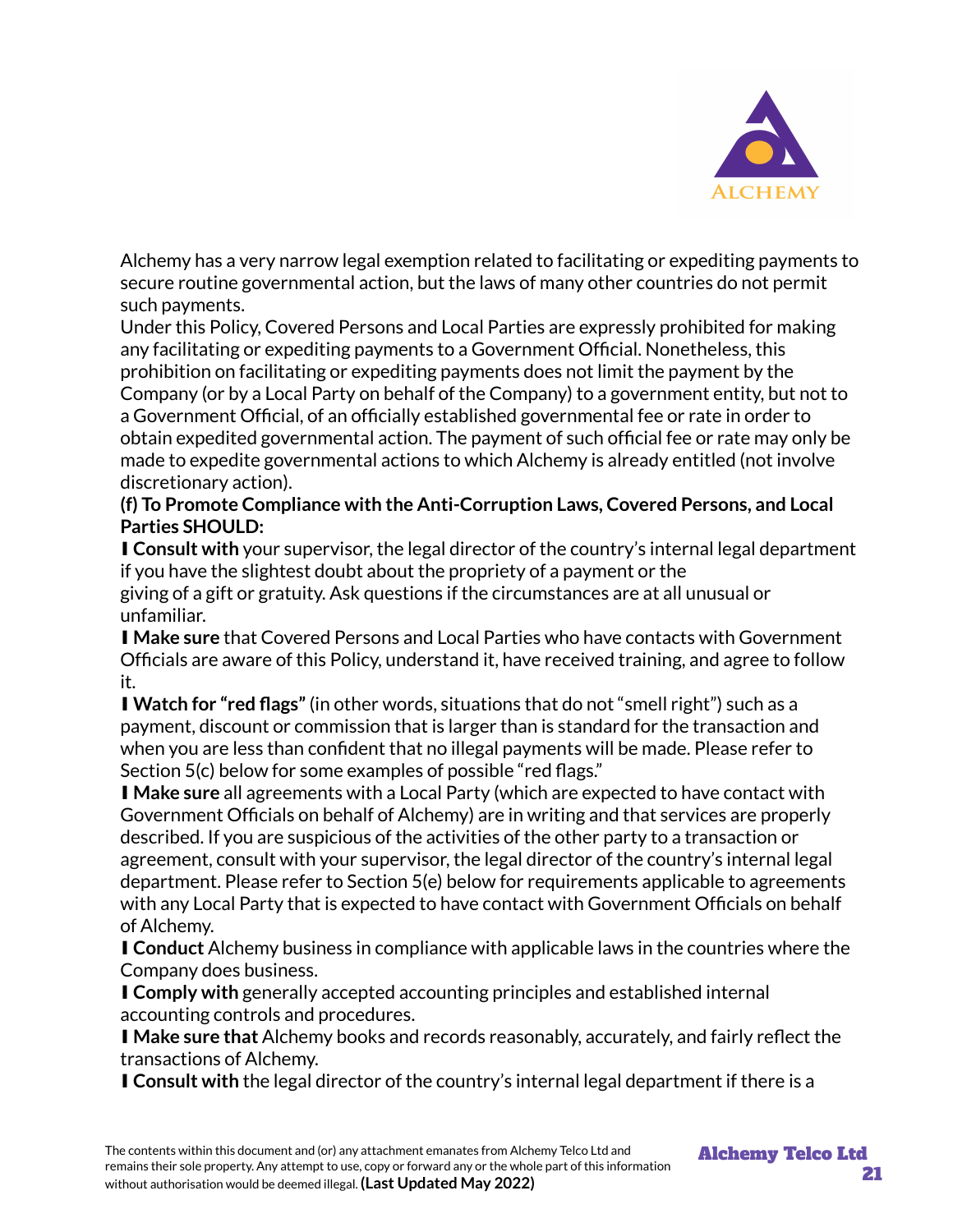Alchemy has a very narrow legal exemption related to facilitating or expediting payments to secure routine governmental action, but the laws of many other countries do not permit such payments.

Under this Policy, Covered Persons and Local Parties are expressly prohibited for making any facilitating or expediting payments to a Government Official. Nonetheless, this prohibition on facilitating or expediting payments does not limit the payment by the Company (or by a Local Party on behalf of the Company) to a government entity, but not to a Government Official, of an officially established governmental fee or rate in order to obtain expedited governmental action. The payment of such official fee or rate may only be made to expedite governmental actions to which Alchemy is already entitled (not involve discretionary action).

**(f) To Promote Compliance with the Anti-Corruption Laws, Covered Persons, and Local Parties SHOULD:**

- **Consult with** your supervisor, the legal director of the country's internal legal department if you have the slightest doubt about the propriety of a payment or the giving of a gift or gratuity. Ask questions if the circumstances are at all unusual or unfamiliar.
- **Make sure** that Covered Persons and Local Parties who have contacts with Government Officials are aware of this Policy, understand it, have received training, and agree to follow it.
- **Watch for "red flags"** (in other words, situations that do not "smell right") such as a payment, discount or commission that is larger than is standard for the transaction and when you are less than confident that no illegal payments will be made. Please refer to Section 5(c) below for some examples of possible "red flags."
- **Make sure** all agreements with a Local Party (which are expected to have contact with Government Officials on behalf of Alchemy) are in writing and that services are properly described. If you are suspicious of the activities of the other party to a transaction or agreement, consult with your supervisor, the legal director of the country's internal legal department. Please refer to Section 5(e) below for requirements applicable to agreements with any Local Party that is expected to have contact with Government Officials on behalf of Alchemy.
- **Conduct** Alchemy business in compliance with applicable laws in the countries where the Company does business.
- **Comply with** generally accepted accounting principles and established internal accounting controls and procedures.
- **Make sure that** Alchemy books and records reasonably, accurately, and fairly reflect the transactions of Alchemy.
- **Consult with** the legal director of the country's internal legal department if there is a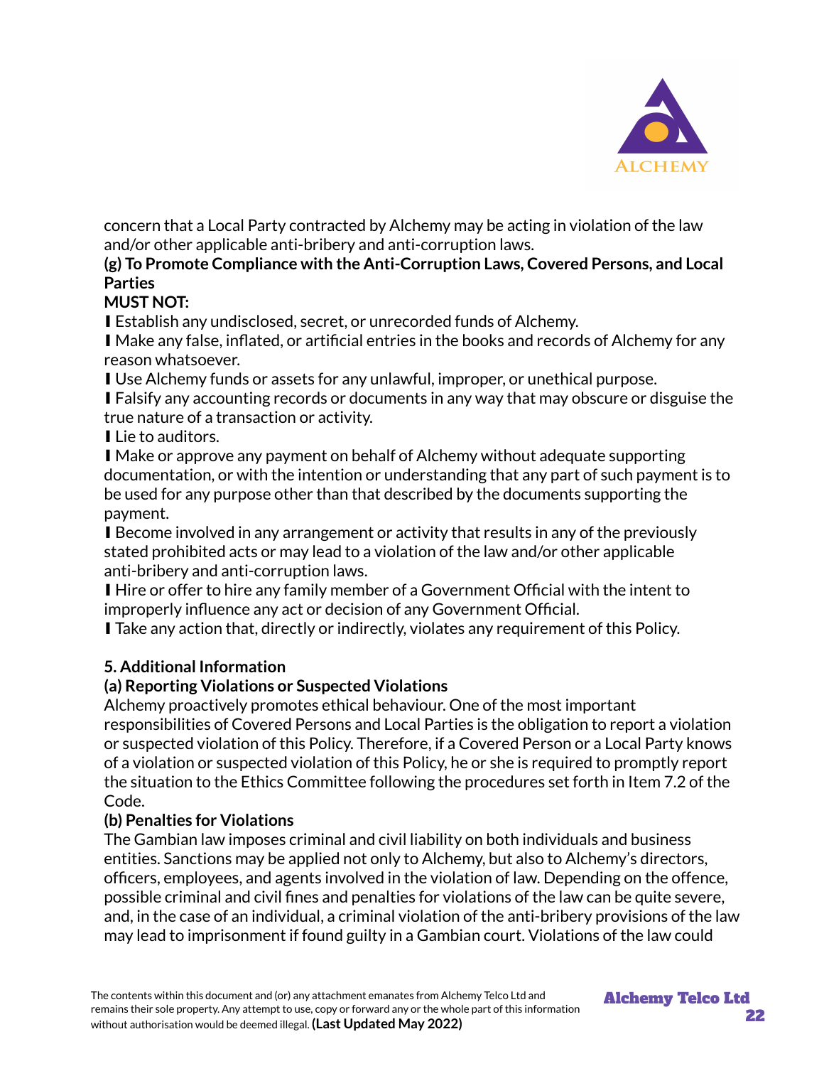concern that a Local Party contracted by Alchemy may be acting in violation of the law and/or other applicable anti-bribery and anti-corruption laws.

**(g) To Promote Compliance with the Anti-Corruption Laws, Covered Persons, and Local Parties**

**MUST NOT:**

- Establish any undisclosed, secret, or unrecorded funds of Alchemy.
- Make any false, inflated, or artificial entries in the books and records of Alchemy for any reason whatsoever.
- Use Alchemy funds or assets for any unlawful, improper, or unethical purpose.
- Falsify any accounting records or documents in any way that may obscure or disguise the true nature of a transaction or activity.
- Lie to auditors.
- Make or approve any payment on behalf of Alchemy without adequate supporting documentation, or with the intention or understanding that any part of such payment is to be used for any purpose other than that described by the documents supporting the payment.
- Become involved in any arrangement or activity that results in any of the previously stated prohibited acts or may lead to a violation of the law and/or other applicable anti-bribery and anti-corruption laws.
- Hire or offer to hire any family member of a Government Official with the intent to improperly influence any act or decision of any Government Official.
- Take any action that, directly or indirectly, violates any requirement of this Policy.

**5. Additional Information**

**(a) Reporting Violations or Suspected Violations**

Alchemy proactively promotes ethical behaviour. One of the most important responsibilities of Covered Persons and Local Parties is the obligation to report a violation or suspected violation of this Policy. Therefore, if a Covered Person or a Local Party knows of a violation or suspected violation of this Policy, he or she is required to promptly report the situation to the Ethics Committee following the procedures set forth in Item 7.2 of the Code.

**(b) Penalties for Violations**

The Gambian law imposes criminal and civil liability on both individuals and business entities. Sanctions may be applied not only to Alchemy, but also to Alchemy's directors, officers, employees, and agents involved in the violation of law. Depending on the offence, possible criminal and civil fines and penalties for violations of the law can be quite severe, and, in the case of an individual, a criminal violation of the anti-bribery provisions of the law may lead to imprisonment if found guilty in a Gambian court. Violations of the law could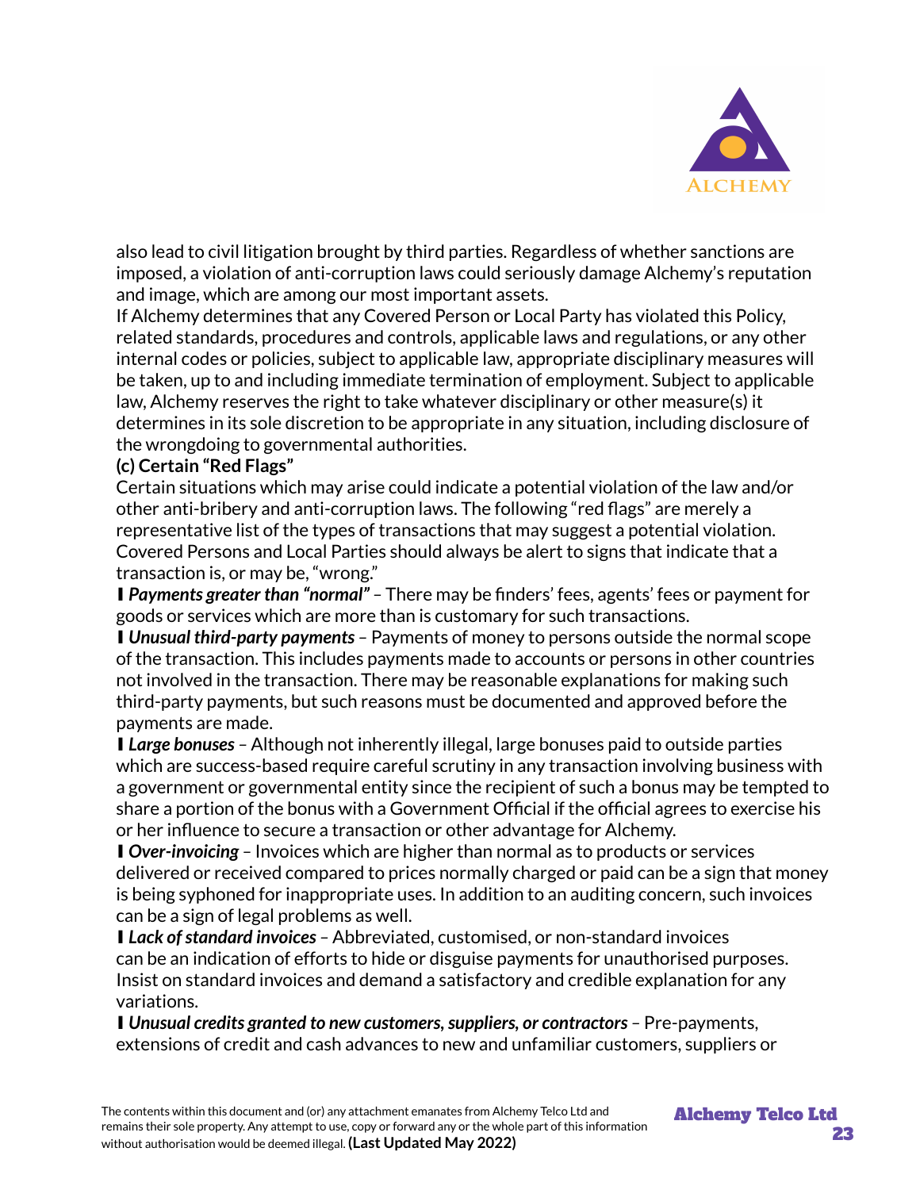also lead to civil litigation brought by third parties. Regardless of whether sanctions are imposed, a violation of anti-corruption laws could seriously damage Alchemy's reputation and image, which are among our most important assets.

If Alchemy determines that any Covered Person or Local Party has violated this Policy, related standards, procedures and controls, applicable laws and regulations, or any other internal codes or policies, subject to applicable law, appropriate disciplinary measures will be taken, up to and including immediate termination of employment. Subject to applicable law, Alchemy reserves the right to take whatever disciplinary or other measure(s) it determines in its sole discretion to be appropriate in any situation, including disclosure of the wrongdoing to governmental authorities.

**(c) Certain "Red Flags"**

Certain situations which may arise could indicate a potential violation of the law and/or other anti-bribery and anti-corruption laws. The following "red flags" are merely a representative list of the types of transactions that may suggest a potential violation. Covered Persons and Local Parties should always be alert to signs that indicate that a transaction is, or may be, "wrong."

- ***Payments greater than "normal"*** – There may be finders' fees, agents' fees or payment for goods or services which are more than is customary for such transactions.
- ***Unusual third-party payments*** – Payments of money to persons outside the normal scope of the transaction. This includes payments made to accounts or persons in other countries not involved in the transaction. There may be reasonable explanations for making such third-party payments, but such reasons must be documented and approved before the payments are made.
- ***Large bonuses*** – Although not inherently illegal, large bonuses paid to outside parties which are success-based require careful scrutiny in any transaction involving business with a government or governmental entity since the recipient of such a bonus may be tempted to share a portion of the bonus with a Government Official if the official agrees to exercise his or her influence to secure a transaction or other advantage for Alchemy.
- ***Over-invoicing*** – Invoices which are higher than normal as to products or services delivered or received compared to prices normally charged or paid can be a sign that money is being syphoned for inappropriate uses. In addition to an auditing concern, such invoices can be a sign of legal problems as well.
- ***Lack of standard invoices*** – Abbreviated, customised, or non-standard invoices can be an indication of efforts to hide or disguise payments for unauthorised purposes. Insist on standard invoices and demand a satisfactory and credible explanation for any variations.
- ***Unusual credits granted to new customers, suppliers, or contractors*** – Pre-payments, extensions of credit and cash advances to new and unfamiliar customers, suppliers or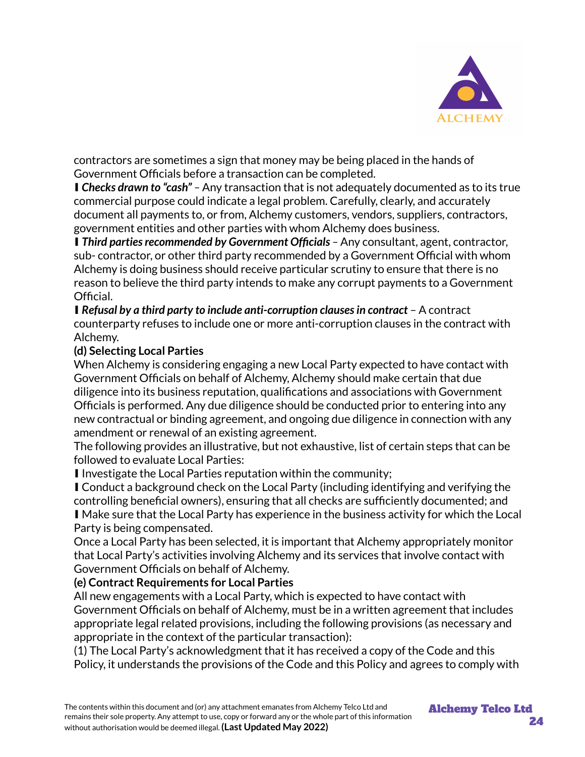contractors are sometimes a sign that money may be being placed in the hands of Government Officials before a transaction can be completed.

- ***Checks drawn to "cash"*** – Any transaction that is not adequately documented as to its true commercial purpose could indicate a legal problem. Carefully, clearly, and accurately document all payments to, or from, Alchemy customers, vendors, suppliers, contractors, government entities and other parties with whom Alchemy does business.
- ***Third parties recommended by Government Officials*** – Any consultant, agent, contractor, sub- contractor, or other third party recommended by a Government Official with whom Alchemy is doing business should receive particular scrutiny to ensure that there is no reason to believe the third party intends to make any corrupt payments to a Government Official.
- ***Refusal by a third party to include anti-corruption clauses in contract*** – A contract counterparty refuses to include one or more anti-corruption clauses in the contract with Alchemy.

**(d) Selecting Local Parties**

When Alchemy is considering engaging a new Local Party expected to have contact with Government Officials on behalf of Alchemy, Alchemy should make certain that due diligence into its business reputation, qualifications and associations with Government Officials is performed. Any due diligence should be conducted prior to entering into any new contractual or binding agreement, and ongoing due diligence in connection with any amendment or renewal of an existing agreement.

The following provides an illustrative, but not exhaustive, list of certain steps that can be followed to evaluate Local Parties:

- Investigate the Local Parties reputation within the community;
- Conduct a background check on the Local Party (including identifying and verifying the controlling beneficial owners), ensuring that all checks are sufficiently documented; and
- Make sure that the Local Party has experience in the business activity for which the Local Party is being compensated.

Once a Local Party has been selected, it is important that Alchemy appropriately monitor that Local Party's activities involving Alchemy and its services that involve contact with Government Officials on behalf of Alchemy.

**(e) Contract Requirements for Local Parties**

All new engagements with a Local Party, which is expected to have contact with Government Officials on behalf of Alchemy, must be in a written agreement that includes appropriate legal related provisions, including the following provisions (as necessary and appropriate in the context of the particular transaction):

(1) The Local Party's acknowledgment that it has received a copy of the Code and this Policy, it understands the provisions of the Code and this Policy and agrees to comply with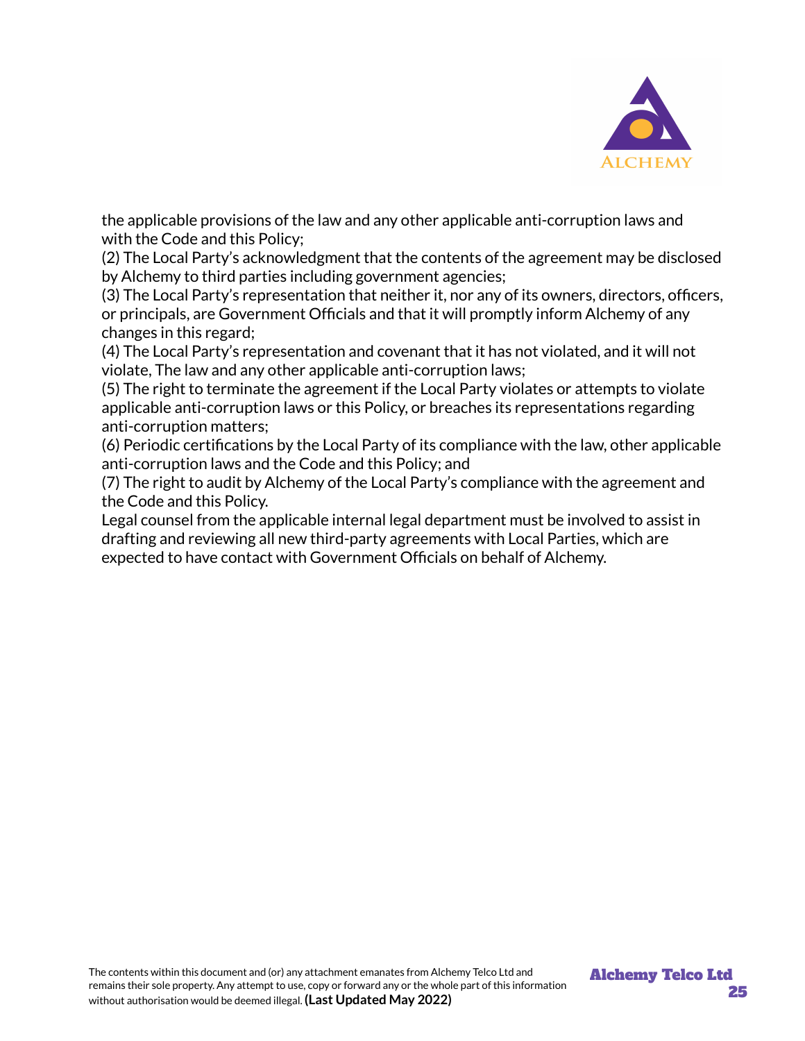the applicable provisions of the law and any other applicable anti-corruption laws and with the Code and this Policy;

(2) The Local Party's acknowledgment that the contents of the agreement may be disclosed by Alchemy to third parties including government agencies;

(3) The Local Party's representation that neither it, nor any of its owners, directors, officers, or principals, are Government Officials and that it will promptly inform Alchemy of any changes in this regard;

(4) The Local Party's representation and covenant that it has not violated, and it will not violate, The law and any other applicable anti-corruption laws;

(5) The right to terminate the agreement if the Local Party violates or attempts to violate applicable anti-corruption laws or this Policy, or breaches its representations regarding anti-corruption matters;

(6) Periodic certifications by the Local Party of its compliance with the law, other applicable anti-corruption laws and the Code and this Policy; and

(7) The right to audit by Alchemy of the Local Party's compliance with the agreement and the Code and this Policy.

Legal counsel from the applicable internal legal department must be involved to assist in drafting and reviewing all new third-party agreements with Local Parties, which are expected to have contact with Government Officials on behalf of Alchemy.